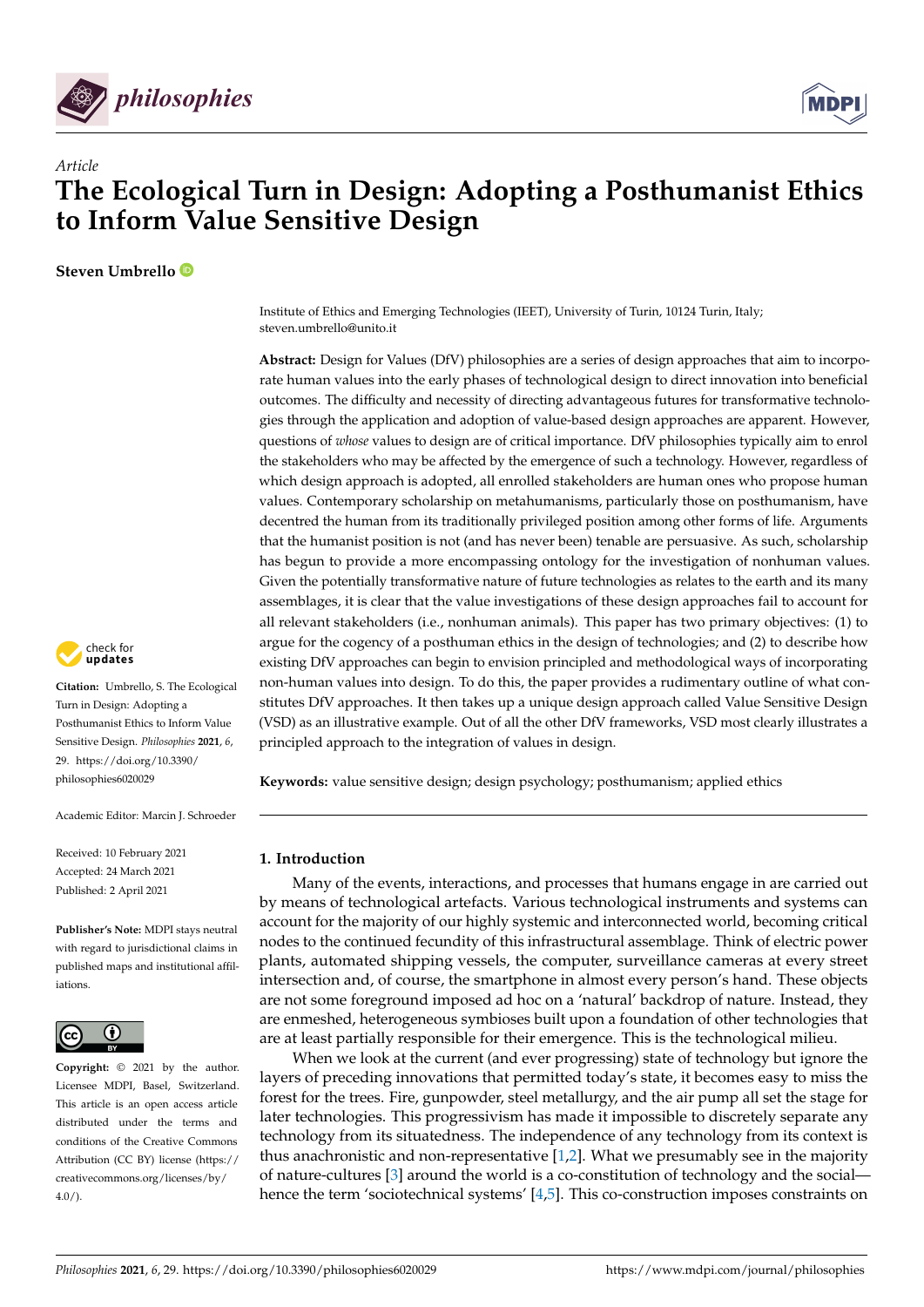*Article*

# The Ecological Turn in Design: Adopting a Posthumanist Ethics to Inform Value Sensitive Design

**Steven Umbrello**

Institute of Ethics and Emerging Technologies (IEET), University of Turin, 10124 Turin, Italy; steven.umbrello@unito.it

**Abstract:** Design for Values (DfV) philosophies are a series of design approaches that aim to incorporate human values into the early phases of technological design to direct innovation into beneficial outcomes. The difficulty and necessity of directing advantageous futures for transformative technologies through the application and adoption of value-based design approaches are apparent. However, questions of *whose* values to design are of critical importance. DfV philosophies typically aim to enrol the stakeholders who may be affected by the emergence of such a technology. However, regardless of which design approach is adopted, all enrolled stakeholders are human ones who propose human values. Contemporary scholarship on metahumanisms, particularly those on posthumanism, have decentred the human from its traditionally privileged position among other forms of life. Arguments that the humanist position is not (and has never been) tenable are persuasive. As such, scholarship has begun to provide a more encompassing ontology for the investigation of nonhuman values. Given the potentially transformative nature of future technologies as relates to the earth and its many assemblages, it is clear that the value investigations of these design approaches fail to account for all relevant stakeholders (i.e., nonhuman animals). This paper has two primary objectives: (1) to argue for the cogency of a posthuman ethics in the design of technologies; and (2) to describe how existing DfV approaches can begin to envision principled and methodological ways of incorporating non-human values into design. To do this, the paper provides a rudimentary outline of what constitutes DfV approaches. It then takes up a unique design approach called Value Sensitive Design (VSD) as an illustrative example. Out of all the other DfV frameworks, VSD most clearly illustrates a principled approach to the integration of values in design.

**Keywords:** value sensitive design; design psychology; posthumanism; applied ethics

**Citation:** Umbrello, S. The Ecological Turn in Design: Adopting a Posthumanist Ethics to Inform Value Sensitive Design. *Philosophies* **2021**, *6*, 29. https://doi.org/10.3390/philosophies6020029

Academic Editor: Marcin J. Schroeder

Received: 10 February 2021
Accepted: 24 March 2021
Published: 2 April 2021

**Publisher's Note:** MDPI stays neutral with regard to jurisdictional claims in published maps and institutional affiliations.

**Copyright:** © 2021 by the author. Licensee MDPI, Basel, Switzerland. This article is an open access article distributed under the terms and conditions of the Creative Commons Attribution (CC BY) license (https://creativecommons.org/licenses/by/4.0/).

## 1. Introduction

Many of the events, interactions, and processes that humans engage in are carried out by means of technological artefacts. Various technological instruments and systems can account for the majority of our highly systemic and interconnected world, becoming critical nodes to the continued fecundity of this infrastructural assemblage. Think of electric power plants, automated shipping vessels, the computer, surveillance cameras at every street intersection and, of course, the smartphone in almost every person's hand. These objects are not some foreground imposed ad hoc on a 'natural' backdrop of nature. Instead, they are enmeshed, heterogeneous symbioses built upon a foundation of other technologies that are at least partially responsible for their emergence. This is the technological milieu.

When we look at the current (and ever progressing) state of technology but ignore the layers of preceding innovations that permitted today's state, it becomes easy to miss the forest for the trees. Fire, gunpowder, steel metallurgy, and the air pump all set the stage for later technologies. This progressivism has made it impossible to discretely separate any technology from its situatedness. The independence of any technology from its context is thus anachronistic and non-representative [1,2]. What we presumably see in the majority of nature-cultures [3] around the world is a co-constitution of technology and the social—hence the term 'sociotechnical systems' [4,5]. This co-construction imposes constraints on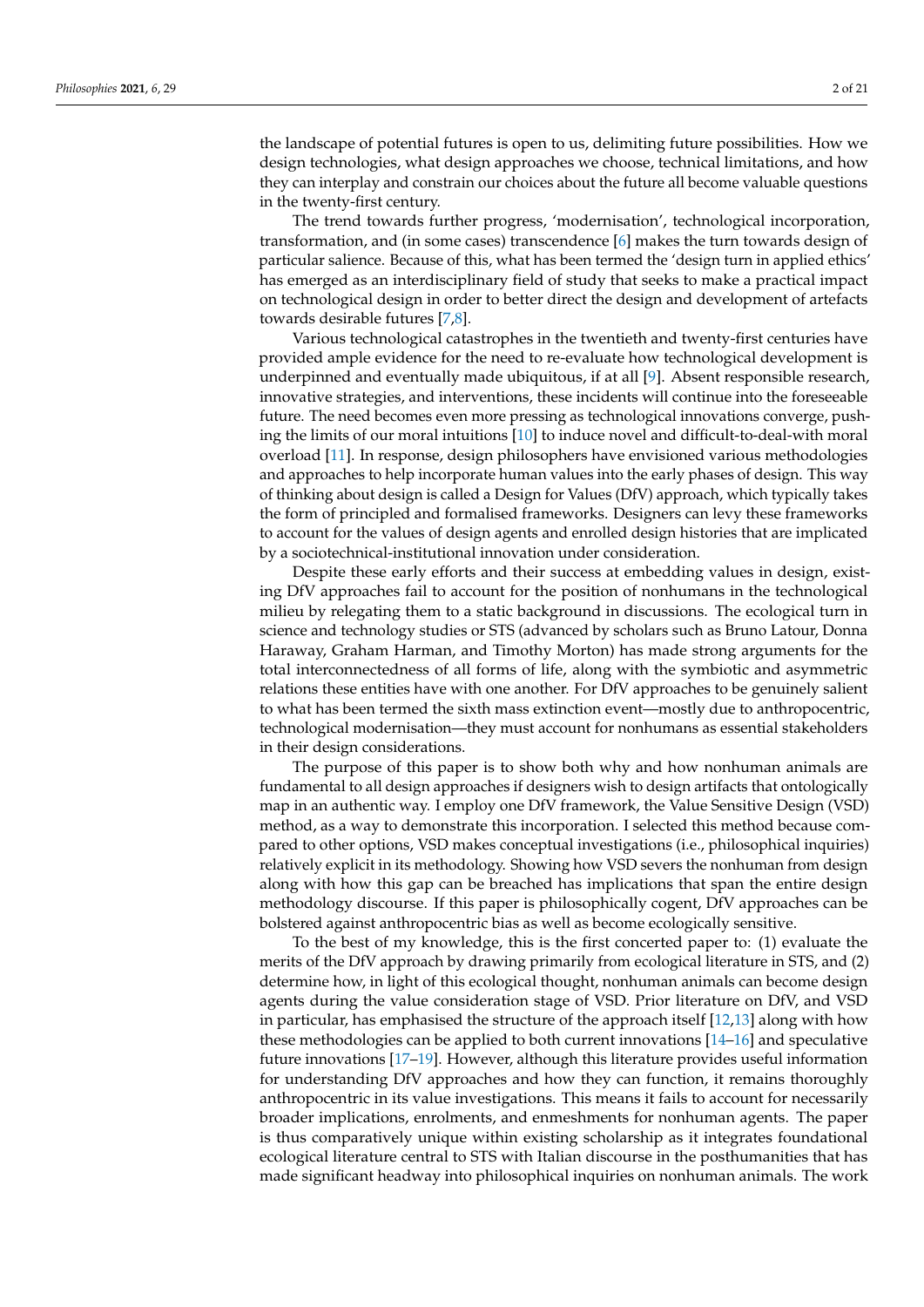the landscape of potential futures is open to us, delimiting future possibilities. How we design technologies, what design approaches we choose, technical limitations, and how they can interplay and constrain our choices about the future all become valuable questions in the twenty-first century.

The trend towards further progress, 'modernisation', technological incorporation, transformation, and (in some cases) transcendence [6] makes the turn towards design of particular salience. Because of this, what has been termed the 'design turn in applied ethics' has emerged as an interdisciplinary field of study that seeks to make a practical impact on technological design in order to better direct the design and development of artefacts towards desirable futures [7,8].

Various technological catastrophes in the twentieth and twenty-first centuries have provided ample evidence for the need to re-evaluate how technological development is underpinned and eventually made ubiquitous, if at all [9]. Absent responsible research, innovative strategies, and interventions, these incidents will continue into the foreseeable future. The need becomes even more pressing as technological innovations converge, pushing the limits of our moral intuitions [10] to induce novel and difficult-to-deal-with moral overload [11]. In response, design philosophers have envisioned various methodologies and approaches to help incorporate human values into the early phases of design. This way of thinking about design is called a Design for Values (DfV) approach, which typically takes the form of principled and formalised frameworks. Designers can levy these frameworks to account for the values of design agents and enrolled design histories that are implicated by a sociotechnical-institutional innovation under consideration.

Despite these early efforts and their success at embedding values in design, existing DfV approaches fail to account for the position of nonhumans in the technological milieu by relegating them to a static background in discussions. The ecological turn in science and technology studies or STS (advanced by scholars such as Bruno Latour, Donna Haraway, Graham Harman, and Timothy Morton) has made strong arguments for the total interconnectedness of all forms of life, along with the symbiotic and asymmetric relations these entities have with one another. For DfV approaches to be genuinely salient to what has been termed the sixth mass extinction event—mostly due to anthropocentric, technological modernisation—they must account for nonhumans as essential stakeholders in their design considerations.

The purpose of this paper is to show both why and how nonhuman animals are fundamental to all design approaches if designers wish to design artifacts that ontologically map in an authentic way. I employ one DfV framework, the Value Sensitive Design (VSD) method, as a way to demonstrate this incorporation. I selected this method because compared to other options, VSD makes conceptual investigations (i.e., philosophical inquiries) relatively explicit in its methodology. Showing how VSD severs the nonhuman from design along with how this gap can be breached has implications that span the entire design methodology discourse. If this paper is philosophically cogent, DfV approaches can be bolstered against anthropocentric bias as well as become ecologically sensitive.

To the best of my knowledge, this is the first concerted paper to: (1) evaluate the merits of the DfV approach by drawing primarily from ecological literature in STS, and (2) determine how, in light of this ecological thought, nonhuman animals can become design agents during the value consideration stage of VSD. Prior literature on DfV, and VSD in particular, has emphasised the structure of the approach itself [12,13] along with how these methodologies can be applied to both current innovations [14–16] and speculative future innovations [17–19]. However, although this literature provides useful information for understanding DfV approaches and how they can function, it remains thoroughly anthropocentric in its value investigations. This means it fails to account for necessarily broader implications, enrolments, and enmeshments for nonhuman agents. The paper is thus comparatively unique within existing scholarship as it integrates foundational ecological literature central to STS with Italian discourse in the posthumanities that has made significant headway into philosophical inquiries on nonhuman animals. The work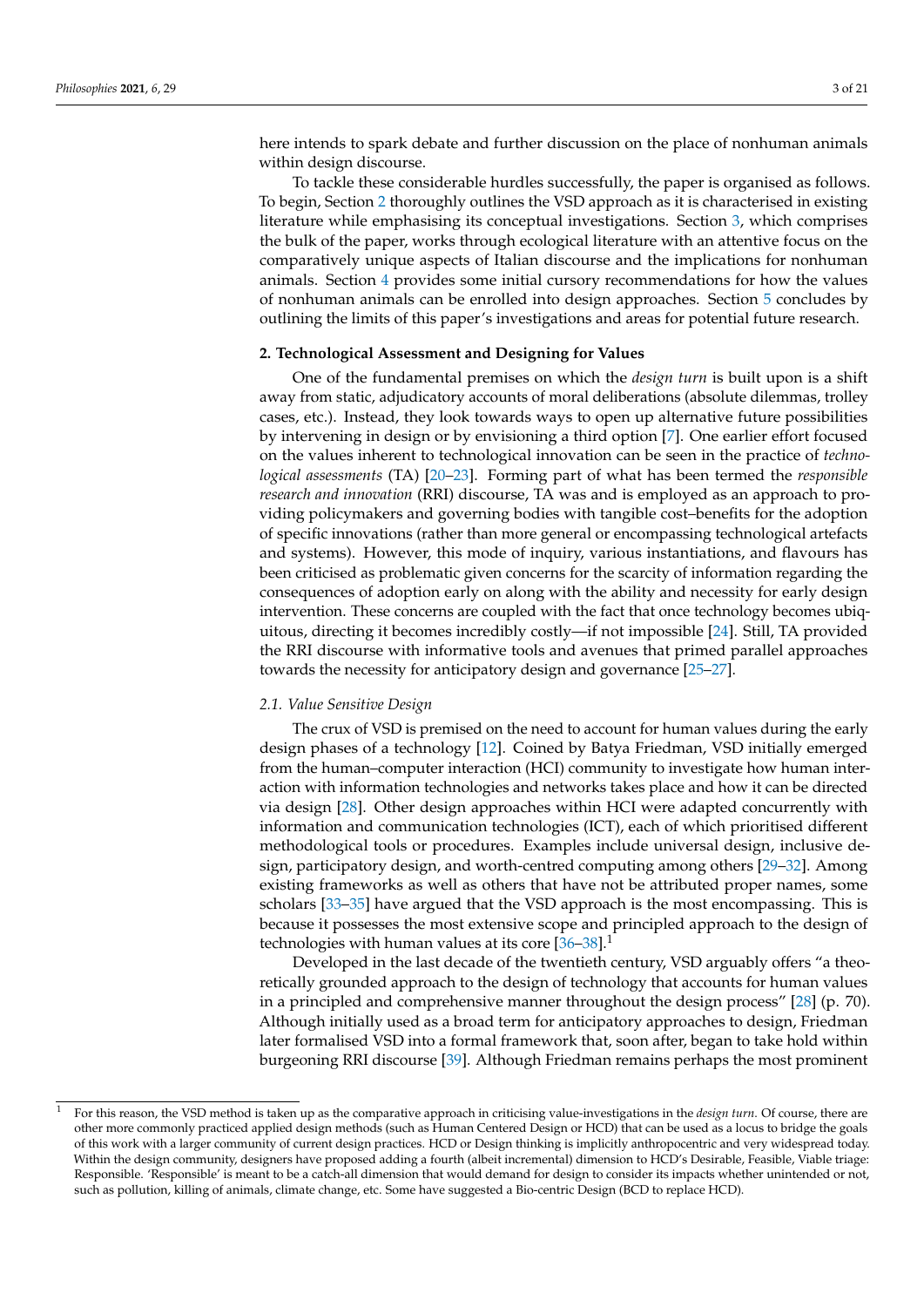here intends to spark debate and further discussion on the place of nonhuman animals within design discourse.

To tackle these considerable hurdles successfully, the paper is organised as follows. To begin, Section 2 thoroughly outlines the VSD approach as it is characterised in existing literature while emphasising its conceptual investigations. Section 3, which comprises the bulk of the paper, works through ecological literature with an attentive focus on the comparatively unique aspects of Italian discourse and the implications for nonhuman animals. Section 4 provides some initial cursory recommendations for how the values of nonhuman animals can be enrolled into design approaches. Section 5 concludes by outlining the limits of this paper's investigations and areas for potential future research.

## 2. Technological Assessment and Designing for Values

One of the fundamental premises on which the *design turn* is built upon is a shift away from static, adjudicatory accounts of moral deliberations (absolute dilemmas, trolley cases, etc.). Instead, they look towards ways to open up alternative future possibilities by intervening in design or by envisioning a third option [7]. One earlier effort focused on the values inherent to technological innovation can be seen in the practice of *technological assessments* (TA) [20–23]. Forming part of what has been termed the *responsible research and innovation* (RRI) discourse, TA was and is employed as an approach to providing policymakers and governing bodies with tangible cost–benefits for the adoption of specific innovations (rather than more general or encompassing technological artefacts and systems). However, this mode of inquiry, various instantiations, and flavours has been criticised as problematic given concerns for the scarcity of information regarding the consequences of adoption early on along with the ability and necessity for early design intervention. These concerns are coupled with the fact that once technology becomes ubiquitous, directing it becomes incredibly costly—if not impossible [24]. Still, TA provided the RRI discourse with informative tools and avenues that primed parallel approaches towards the necessity for anticipatory design and governance [25–27].

### 2.1. Value Sensitive Design

The crux of VSD is premised on the need to account for human values during the early design phases of a technology [12]. Coined by Batya Friedman, VSD initially emerged from the human–computer interaction (HCI) community to investigate how human interaction with information technologies and networks takes place and how it can be directed via design [28]. Other design approaches within HCI were adapted concurrently with information and communication technologies (ICT), each of which prioritised different methodological tools or procedures. Examples include universal design, inclusive design, participatory design, and worth-centred computing among others [29–32]. Among existing frameworks as well as others that have not be attributed proper names, some scholars [33–35] have argued that the VSD approach is the most encompassing. This is because it possesses the most extensive scope and principled approach to the design of technologies with human values at its core [36–38].[1]

Developed in the last decade of the twentieth century, VSD arguably offers "a theoretically grounded approach to the design of technology that accounts for human values in a principled and comprehensive manner throughout the design process" [28] (p. 70). Although initially used as a broad term for anticipatory approaches to design, Friedman later formalised VSD into a formal framework that, soon after, began to take hold within burgeoning RRI discourse [39]. Although Friedman remains perhaps the most prominent

[1] For this reason, the VSD method is taken up as the comparative approach in criticising value-investigations in the *design turn*. Of course, there are other more commonly practiced applied design methods (such as Human Centered Design or HCD) that can be used as a locus to bridge the goals of this work with a larger community of current design practices. HCD or Design thinking is implicitly anthropocentric and very widespread today. Within the design community, designers have proposed adding a fourth (albeit incremental) dimension to HCD's Desirable, Feasible, Viable triage: Responsible. 'Responsible' is meant to be a catch-all dimension that would demand for design to consider its impacts whether unintended or not, such as pollution, killing of animals, climate change, etc. Some have suggested a Bio-centric Design (BCD to replace HCD).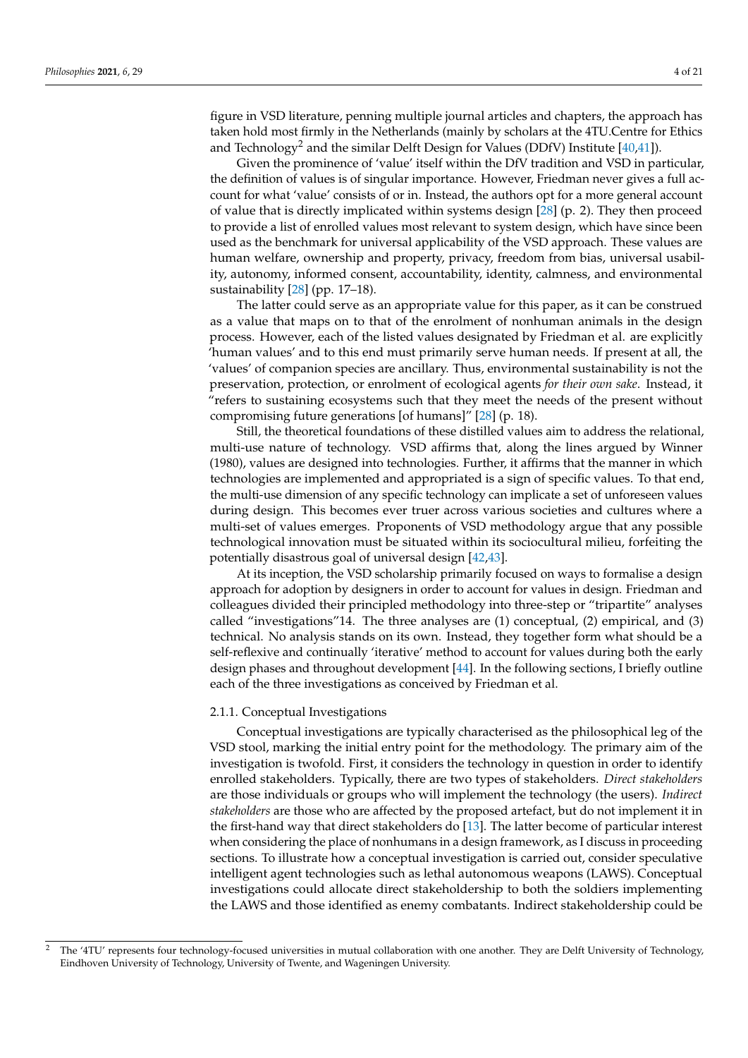figure in VSD literature, penning multiple journal articles and chapters, the approach has taken hold most firmly in the Netherlands (mainly by scholars at the 4TU.Centre for Ethics and Technology[2] and the similar Delft Design for Values (DDfV) Institute [40,41]).

Given the prominence of 'value' itself within the DfV tradition and VSD in particular, the definition of values is of singular importance. However, Friedman never gives a full account for what 'value' consists of or in. Instead, the authors opt for a more general account of value that is directly implicated within systems design [28] (p. 2). They then proceed to provide a list of enrolled values most relevant to system design, which have since been used as the benchmark for universal applicability of the VSD approach. These values are human welfare, ownership and property, privacy, freedom from bias, universal usability, autonomy, informed consent, accountability, identity, calmness, and environmental sustainability [28] (pp. 17–18).

The latter could serve as an appropriate value for this paper, as it can be construed as a value that maps on to that of the enrolment of nonhuman animals in the design process. However, each of the listed values designated by Friedman et al. are explicitly 'human values' and to this end must primarily serve human needs. If present at all, the 'values' of companion species are ancillary. Thus, environmental sustainability is not the preservation, protection, or enrolment of ecological agents *for their own sake*. Instead, it "refers to sustaining ecosystems such that they meet the needs of the present without compromising future generations [of humans]" [28] (p. 18).

Still, the theoretical foundations of these distilled values aim to address the relational, multi-use nature of technology. VSD affirms that, along the lines argued by Winner (1980), values are designed into technologies. Further, it affirms that the manner in which technologies are implemented and appropriated is a sign of specific values. To that end, the multi-use dimension of any specific technology can implicate a set of unforeseen values during design. This becomes ever truer across various societies and cultures where a multi-set of values emerges. Proponents of VSD methodology argue that any possible technological innovation must be situated within its sociocultural milieu, forfeiting the potentially disastrous goal of universal design [42,43].

At its inception, the VSD scholarship primarily focused on ways to formalise a design approach for adoption by designers in order to account for values in design. Friedman and colleagues divided their principled methodology into three-step or "tripartite" analyses called "investigations"14. The three analyses are (1) conceptual, (2) empirical, and (3) technical. No analysis stands on its own. Instead, they together form what should be a self-reflexive and continually 'iterative' method to account for values during both the early design phases and throughout development [44]. In the following sections, I briefly outline each of the three investigations as conceived by Friedman et al.

#### 2.1.1. Conceptual Investigations

Conceptual investigations are typically characterised as the philosophical leg of the VSD stool, marking the initial entry point for the methodology. The primary aim of the investigation is twofold. First, it considers the technology in question in order to identify enrolled stakeholders. Typically, there are two types of stakeholders. *Direct stakeholders* are those individuals or groups who will implement the technology (the users). *Indirect stakeholders* are those who are affected by the proposed artefact, but do not implement it in the first-hand way that direct stakeholders do [13]. The latter become of particular interest when considering the place of nonhumans in a design framework, as I discuss in proceeding sections. To illustrate how a conceptual investigation is carried out, consider speculative intelligent agent technologies such as lethal autonomous weapons (LAWS). Conceptual investigations could allocate direct stakeholdership to both the soldiers implementing the LAWS and those identified as enemy combatants. Indirect stakeholdership could be

[2] The '4TU' represents four technology-focused universities in mutual collaboration with one another. They are Delft University of Technology, Eindhoven University of Technology, University of Twente, and Wageningen University.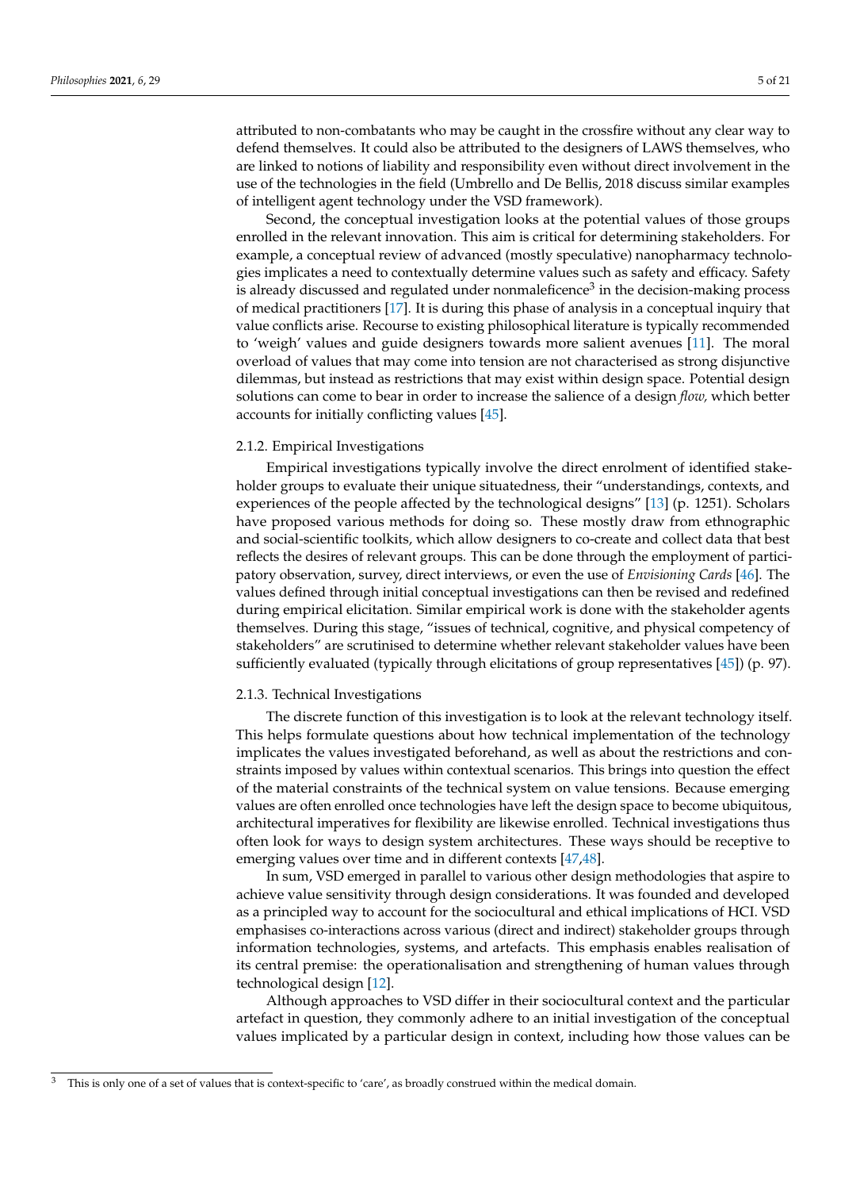attributed to non-combatants who may be caught in the crossfire without any clear way to defend themselves. It could also be attributed to the designers of LAWS themselves, who are linked to notions of liability and responsibility even without direct involvement in the use of the technologies in the field (Umbrello and De Bellis, 2018 discuss similar examples of intelligent agent technology under the VSD framework).

Second, the conceptual investigation looks at the potential values of those groups enrolled in the relevant innovation. This aim is critical for determining stakeholders. For example, a conceptual review of advanced (mostly speculative) nanopharmacy technologies implicates a need to contextually determine values such as safety and efficacy. Safety is already discussed and regulated under nonmaleficence[3] in the decision-making process of medical practitioners [17]. It is during this phase of analysis in a conceptual inquiry that value conflicts arise. Recourse to existing philosophical literature is typically recommended to 'weigh' values and guide designers towards more salient avenues [11]. The moral overload of values that may come into tension are not characterised as strong disjunctive dilemmas, but instead as restrictions that may exist within design space. Potential design solutions can come to bear in order to increase the salience of a design *flow,* which better accounts for initially conflicting values [45].

#### 2.1.2. Empirical Investigations

Empirical investigations typically involve the direct enrolment of identified stakeholder groups to evaluate their unique situatedness, their "understandings, contexts, and experiences of the people affected by the technological designs" [13] (p. 1251). Scholars have proposed various methods for doing so. These mostly draw from ethnographic and social-scientific toolkits, which allow designers to co-create and collect data that best reflects the desires of relevant groups. This can be done through the employment of participatory observation, survey, direct interviews, or even the use of *Envisioning Cards* [46]. The values defined through initial conceptual investigations can then be revised and redefined during empirical elicitation. Similar empirical work is done with the stakeholder agents themselves. During this stage, "issues of technical, cognitive, and physical competency of stakeholders" are scrutinised to determine whether relevant stakeholder values have been sufficiently evaluated (typically through elicitations of group representatives [45]) (p. 97).

#### 2.1.3. Technical Investigations

The discrete function of this investigation is to look at the relevant technology itself. This helps formulate questions about how technical implementation of the technology implicates the values investigated beforehand, as well as about the restrictions and constraints imposed by values within contextual scenarios. This brings into question the effect of the material constraints of the technical system on value tensions. Because emerging values are often enrolled once technologies have left the design space to become ubiquitous, architectural imperatives for flexibility are likewise enrolled. Technical investigations thus often look for ways to design system architectures. These ways should be receptive to emerging values over time and in different contexts [47,48].

In sum, VSD emerged in parallel to various other design methodologies that aspire to achieve value sensitivity through design considerations. It was founded and developed as a principled way to account for the sociocultural and ethical implications of HCI. VSD emphasises co-interactions across various (direct and indirect) stakeholder groups through information technologies, systems, and artefacts. This emphasis enables realisation of its central premise: the operationalisation and strengthening of human values through technological design [12].

Although approaches to VSD differ in their sociocultural context and the particular artefact in question, they commonly adhere to an initial investigation of the conceptual values implicated by a particular design in context, including how those values can be

[3] This is only one of a set of values that is context-specific to 'care', as broadly construed within the medical domain.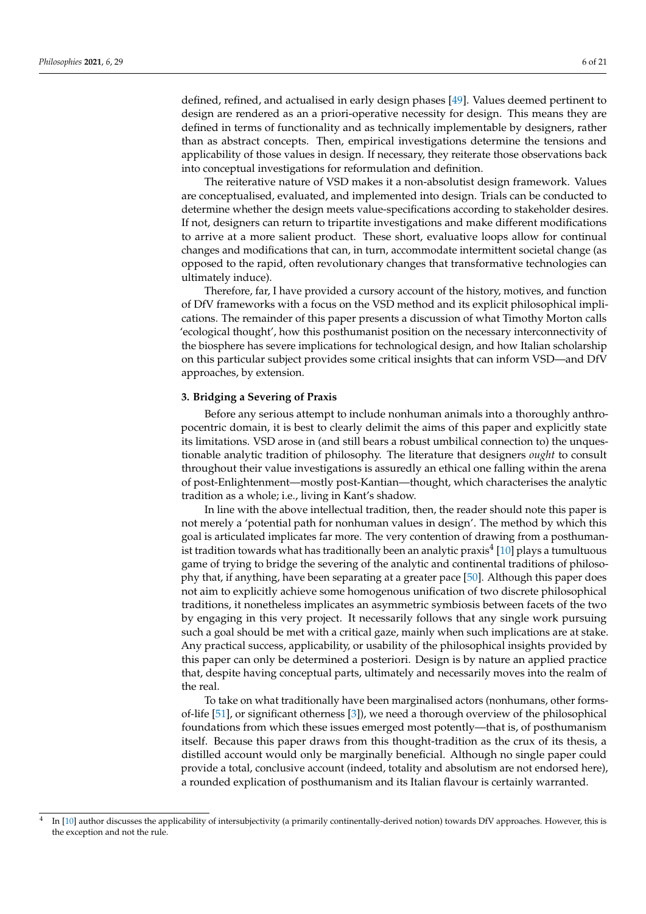defined, refined, and actualised in early design phases [49]. Values deemed pertinent to design are rendered as an a priori-operative necessity for design. This means they are defined in terms of functionality and as technically implementable by designers, rather than as abstract concepts. Then, empirical investigations determine the tensions and applicability of those values in design. If necessary, they reiterate those observations back into conceptual investigations for reformulation and definition.

The reiterative nature of VSD makes it a non-absolutist design framework. Values are conceptualised, evaluated, and implemented into design. Trials can be conducted to determine whether the design meets value-specifications according to stakeholder desires. If not, designers can return to tripartite investigations and make different modifications to arrive at a more salient product. These short, evaluative loops allow for continual changes and modifications that can, in turn, accommodate intermittent societal change (as opposed to the rapid, often revolutionary changes that transformative technologies can ultimately induce).

Therefore, far, I have provided a cursory account of the history, motives, and function of DfV frameworks with a focus on the VSD method and its explicit philosophical implications. The remainder of this paper presents a discussion of what Timothy Morton calls 'ecological thought', how this posthumanist position on the necessary interconnectivity of the biosphere has severe implications for technological design, and how Italian scholarship on this particular subject provides some critical insights that can inform VSD—and DfV approaches, by extension.

### 3. Bridging a Severing of Praxis

Before any serious attempt to include nonhuman animals into a thoroughly anthropocentric domain, it is best to clearly delimit the aims of this paper and explicitly state its limitations. VSD arose in (and still bears a robust umbilical connection to) the unquestionable analytic tradition of philosophy. The literature that designers *ought* to consult throughout their value investigations is assuredly an ethical one falling within the arena of post-Enlightenment—mostly post-Kantian—thought, which characterises the analytic tradition as a whole; i.e., living in Kant's shadow.

In line with the above intellectual tradition, then, the reader should note this paper is not merely a 'potential path for nonhuman values in design'. The method by which this goal is articulated implicates far more. The very contention of drawing from a posthumanist tradition towards what has traditionally been an analytic praxis[4] [10] plays a tumultuous game of trying to bridge the severing of the analytic and continental traditions of philosophy that, if anything, have been separating at a greater pace [50]. Although this paper does not aim to explicitly achieve some homogenous unification of two discrete philosophical traditions, it nonetheless implicates an asymmetric symbiosis between facets of the two by engaging in this very project. It necessarily follows that any single work pursuing such a goal should be met with a critical gaze, mainly when such implications are at stake. Any practical success, applicability, or usability of the philosophical insights provided by this paper can only be determined a posteriori. Design is by nature an applied practice that, despite having conceptual parts, ultimately and necessarily moves into the realm of the real.

To take on what traditionally have been marginalised actors (nonhumans, other forms-of-life [51], or significant otherness [3]), we need a thorough overview of the philosophical foundations from which these issues emerged most potently—that is, of posthumanism itself. Because this paper draws from this thought-tradition as the crux of its thesis, a distilled account would only be marginally beneficial. Although no single paper could provide a total, conclusive account (indeed, totality and absolutism are not endorsed here), a rounded explication of posthumanism and its Italian flavour is certainly warranted.

[4] In [10] author discusses the applicability of intersubjectivity (a primarily continentally-derived notion) towards DfV approaches. However, this is the exception and not the rule.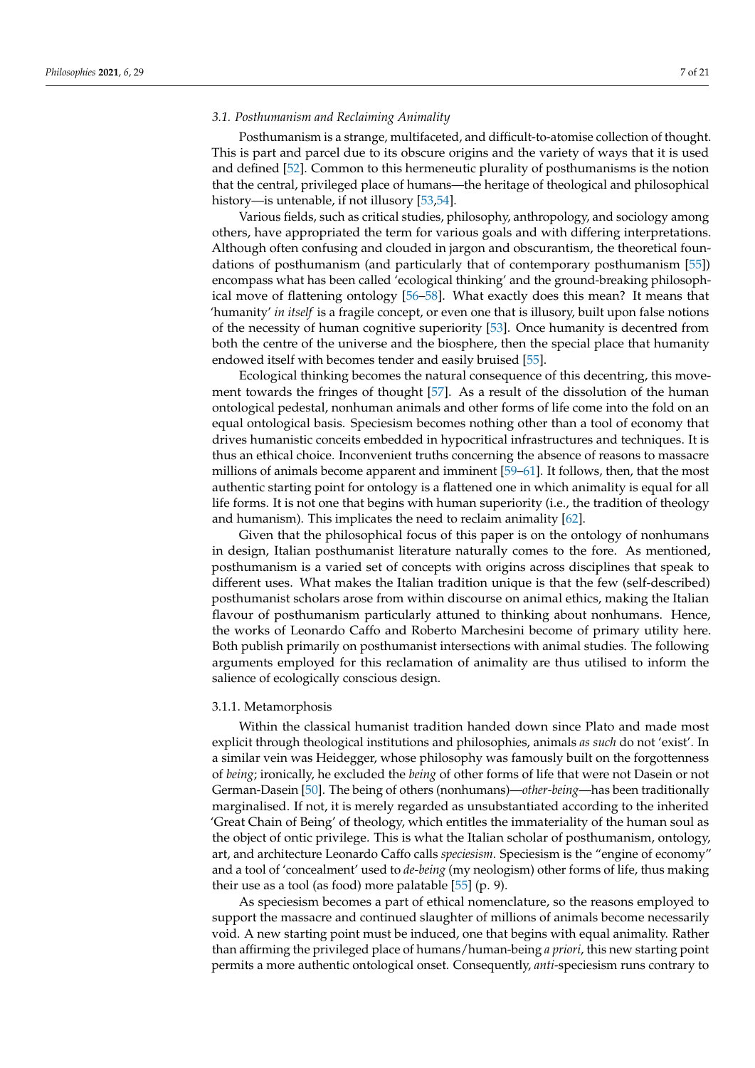### 3.1. Posthumanism and Reclaiming Animality

Posthumanism is a strange, multifaceted, and difficult-to-atomise collection of thought. This is part and parcel due to its obscure origins and the variety of ways that it is used and defined [52]. Common to this hermeneutic plurality of posthumanisms is the notion that the central, privileged place of humans—the heritage of theological and philosophical history—is untenable, if not illusory [53,54].

Various fields, such as critical studies, philosophy, anthropology, and sociology among others, have appropriated the term for various goals and with differing interpretations. Although often confusing and clouded in jargon and obscurantism, the theoretical foundations of posthumanism (and particularly that of contemporary posthumanism [55]) encompass what has been called 'ecological thinking' and the ground-breaking philosophical move of flattening ontology [56–58]. What exactly does this mean? It means that 'humanity' *in itself* is a fragile concept, or even one that is illusory, built upon false notions of the necessity of human cognitive superiority [53]. Once humanity is decentred from both the centre of the universe and the biosphere, then the special place that humanity endowed itself with becomes tender and easily bruised [55].

Ecological thinking becomes the natural consequence of this decentring, this movement towards the fringes of thought [57]. As a result of the dissolution of the human ontological pedestal, nonhuman animals and other forms of life come into the fold on an equal ontological basis. Speciesism becomes nothing other than a tool of economy that drives humanistic conceits embedded in hypocritical infrastructures and techniques. It is thus an ethical choice. Inconvenient truths concerning the absence of reasons to massacre millions of animals become apparent and imminent [59–61]. It follows, then, that the most authentic starting point for ontology is a flattened one in which animality is equal for all life forms. It is not one that begins with human superiority (i.e., the tradition of theology and humanism). This implicates the need to reclaim animality [62].

Given that the philosophical focus of this paper is on the ontology of nonhumans in design, Italian posthumanist literature naturally comes to the fore. As mentioned, posthumanism is a varied set of concepts with origins across disciplines that speak to different uses. What makes the Italian tradition unique is that the few (self-described) posthumanist scholars arose from within discourse on animal ethics, making the Italian flavour of posthumanism particularly attuned to thinking about nonhumans. Hence, the works of Leonardo Caffo and Roberto Marchesini become of primary utility here. Both publish primarily on posthumanist intersections with animal studies. The following arguments employed for this reclamation of animality are thus utilised to inform the salience of ecologically conscious design.

#### 3.1.1. Metamorphosis

Within the classical humanist tradition handed down since Plato and made most explicit through theological institutions and philosophies, animals *as such* do not 'exist'. In a similar vein was Heidegger, whose philosophy was famously built on the forgottenness of *being*; ironically, he excluded the *being* of other forms of life that were not Dasein or not German-Dasein [50]. The being of others (nonhumans)—*other-being*—has been traditionally marginalised. If not, it is merely regarded as unsubstantiated according to the inherited 'Great Chain of Being' of theology, which entitles the immateriality of the human soul as the object of ontic privilege. This is what the Italian scholar of posthumanism, ontology, art, and architecture Leonardo Caffo calls *speciesism*. Speciesism is the "engine of economy" and a tool of 'concealment' used to *de-being* (my neologism) other forms of life, thus making their use as a tool (as food) more palatable [55] (p. 9).

As speciesism becomes a part of ethical nomenclature, so the reasons employed to support the massacre and continued slaughter of millions of animals become necessarily void. A new starting point must be induced, one that begins with equal animality. Rather than affirming the privileged place of humans/human-being *a priori*, this new starting point permits a more authentic ontological onset. Consequently, *anti*-speciesism runs contrary to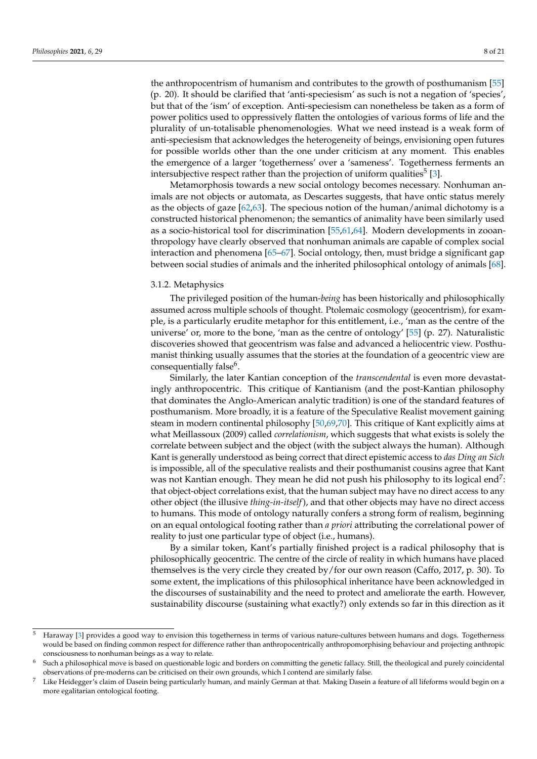the anthropocentrism of humanism and contributes to the growth of posthumanism [55] (p. 20). It should be clarified that 'anti-speciesism' as such is not a negation of 'species', but that of the 'ism' of exception. Anti-speciesism can nonetheless be taken as a form of power politics used to oppressively flatten the ontologies of various forms of life and the plurality of un-totalisable phenomenologies. What we need instead is a weak form of anti-speciesism that acknowledges the heterogeneity of beings, envisioning open futures for possible worlds other than the one under criticism at any moment. This enables the emergence of a larger 'togetherness' over a 'sameness'. Togetherness ferments an intersubjective respect rather than the projection of uniform qualities[5] [3].

Metamorphosis towards a new social ontology becomes necessary. Nonhuman animals are not objects or automata, as Descartes suggests, that have ontic status merely as the objects of gaze [62,63]. The specious notion of the human/animal dichotomy is a constructed historical phenomenon; the semantics of animality have been similarly used as a socio-historical tool for discrimination [55,61,64]. Modern developments in zooanthropology have clearly observed that nonhuman animals are capable of complex social interaction and phenomena [65–67]. Social ontology, then, must bridge a significant gap between social studies of animals and the inherited philosophical ontology of animals [68].

#### 3.1.2. Metaphysics

The privileged position of the human-*being* has been historically and philosophically assumed across multiple schools of thought. Ptolemaic cosmology (geocentrism), for example, is a particularly erudite metaphor for this entitlement, i.e., 'man as the centre of the universe' or, more to the bone, 'man as the centre of ontology' [55] (p. 27). Naturalistic discoveries showed that geocentrism was false and advanced a heliocentric view. Posthumanist thinking usually assumes that the stories at the foundation of a geocentric view are consequentially false[6].

Similarly, the later Kantian conception of the *transcendental* is even more devastatingly anthropocentric. This critique of Kantianism (and the post-Kantian philosophy that dominates the Anglo-American analytic tradition) is one of the standard features of posthumanism. More broadly, it is a feature of the Speculative Realist movement gaining steam in modern continental philosophy [50,69,70]. This critique of Kant explicitly aims at what Meillassoux (2009) called *correlationism*, which suggests that what exists is solely the correlate between subject and the object (with the subject always the human). Although Kant is generally understood as being correct that direct epistemic access to *das Ding an Sich* is impossible, all of the speculative realists and their posthumanist cousins agree that Kant was not Kantian enough. They mean he did not push his philosophy to its logical end[7]: that object-object correlations exist, that the human subject may have no direct access to any other object (the illusive *thing-in-itself*), and that other objects may have no direct access to humans. This mode of ontology naturally confers a strong form of realism, beginning on an equal ontological footing rather than *a priori* attributing the correlational power of reality to just one particular type of object (i.e., humans).

By a similar token, Kant's partially finished project is a radical philosophy that is philosophically geocentric. The centre of the circle of reality in which humans have placed themselves is the very circle they created by/for our own reason (Caffo, 2017, p. 30). To some extent, the implications of this philosophical inheritance have been acknowledged in the discourses of sustainability and the need to protect and ameliorate the earth. However, sustainability discourse (sustaining what exactly?) only extends so far in this direction as it

---

[5] Haraway [3] provides a good way to envision this togetherness in terms of various nature-cultures between humans and dogs. Togetherness would be based on finding common respect for difference rather than anthropocentrically anthropomorphising behaviour and projecting anthropic consciousness to nonhuman beings as a way to relate.

[6] Such a philosophical move is based on questionable logic and borders on committing the genetic fallacy. Still, the theological and purely coincidental observations of pre-moderns can be criticised on their own grounds, which I contend are similarly false.

[7] Like Heidegger's claim of Dasein being particularly human, and mainly German at that. Making Dasein a feature of all lifeforms would begin on a more egalitarian ontological footing.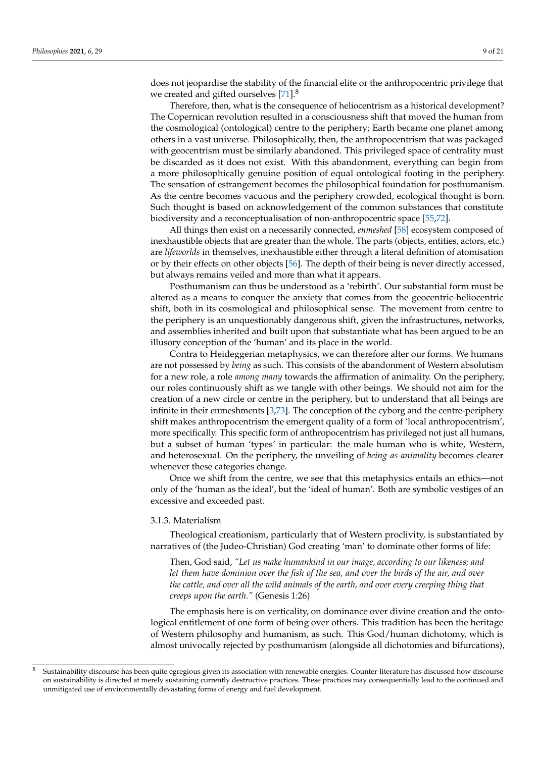does not jeopardise the stability of the financial elite or the anthropocentric privilege that we created and gifted ourselves [71].[8]

Therefore, then, what is the consequence of heliocentrism as a historical development? The Copernican revolution resulted in a consciousness shift that moved the human from the cosmological (ontological) centre to the periphery; Earth became one planet among others in a vast universe. Philosophically, then, the anthropocentrism that was packaged with geocentrism must be similarly abandoned. This privileged space of centrality must be discarded as it does not exist. With this abandonment, everything can begin from a more philosophically genuine position of equal ontological footing in the periphery. The sensation of estrangement becomes the philosophical foundation for posthumanism. As the centre becomes vacuous and the periphery crowded, ecological thought is born. Such thought is based on acknowledgement of the common substances that constitute biodiversity and a reconceptualisation of non-anthropocentric space [55,72].

All things then exist on a necessarily connected, *enmeshed* [58] ecosystem composed of inexhaustible objects that are greater than the whole. The parts (objects, entities, actors, etc.) are *lifeworlds* in themselves, inexhaustible either through a literal definition of atomisation or by their effects on other objects [56]. The depth of their being is never directly accessed, but always remains veiled and more than what it appears.

Posthumanism can thus be understood as a 'rebirth'. Our substantial form must be altered as a means to conquer the anxiety that comes from the geocentric-heliocentric shift, both in its cosmological and philosophical sense. The movement from centre to the periphery is an unquestionably dangerous shift, given the infrastructures, networks, and assemblies inherited and built upon that substantiate what has been argued to be an illusory conception of the 'human' and its place in the world.

Contra to Heideggerian metaphysics, we can therefore alter our forms. We humans are not possessed by *being* as such. This consists of the abandonment of Western absolutism for a new role, a role *among many* towards the affirmation of animality. On the periphery, our roles continuously shift as we tangle with other beings. We should not aim for the creation of a new circle or centre in the periphery, but to understand that all beings are infinite in their enmeshments [3,73]. The conception of the cyborg and the centre-periphery shift makes anthropocentrism the emergent quality of a form of 'local anthropocentrism', more specifically. This specific form of anthropocentrism has privileged not just all humans, but a subset of human 'types' in particular: the male human who is white, Western, and heterosexual. On the periphery, the unveiling of *being-as-animality* becomes clearer whenever these categories change.

Once we shift from the centre, we see that this metaphysics entails an ethics—not only of the 'human as the ideal', but the 'ideal of human'. Both are symbolic vestiges of an excessive and exceeded past.

#### 3.1.3. Materialism

Theological creationism, particularly that of Western proclivity, is substantiated by narratives of (the Judeo-Christian) God creating 'man' to dominate other forms of life:

> Then, God said, *"Let us make humankind in our image, according to our likeness; and let them have dominion over the fish of the sea, and over the birds of the air, and over the cattle, and over all the wild animals of the earth, and over every creeping thing that creeps upon the earth."* (Genesis 1:26)

The emphasis here is on verticality, on dominance over divine creation and the ontological entitlement of one form of being over others. This tradition has been the heritage of Western philosophy and humanism, as such. This God/human dichotomy, which is almost univocally rejected by posthumanism (alongside all dichotomies and bifurcations),

---

[8] Sustainability discourse has been quite egregious given its association with renewable energies. Counter-literature has discussed how discourse on sustainability is directed at merely sustaining currently destructive practices. These practices may consequentially lead to the continued and unmitigated use of environmentally devastating forms of energy and fuel development.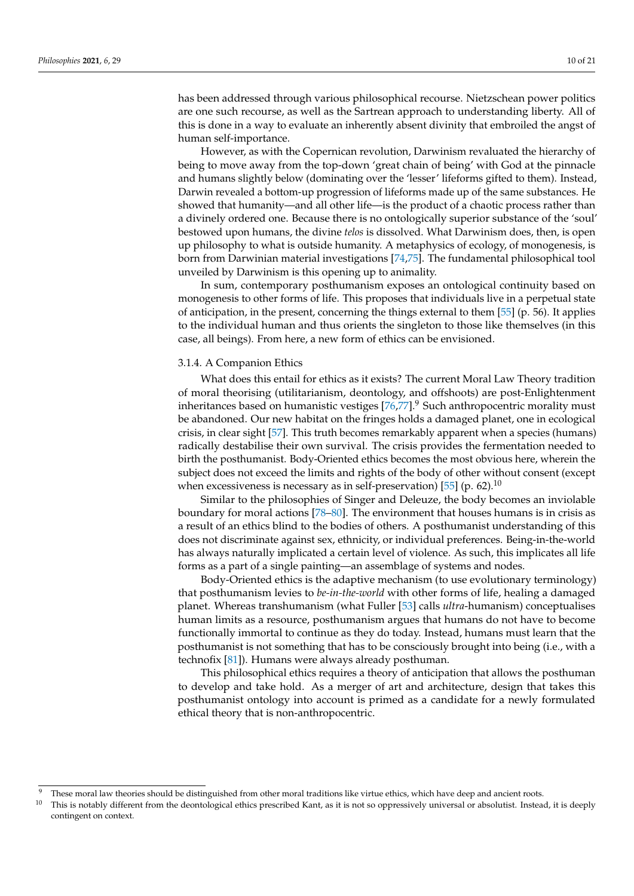has been addressed through various philosophical recourse. Nietzschean power politics are one such recourse, as well as the Sartrean approach to understanding liberty. All of this is done in a way to evaluate an inherently absent divinity that embroiled the angst of human self-importance.

However, as with the Copernican revolution, Darwinism revaluated the hierarchy of being to move away from the top-down 'great chain of being' with God at the pinnacle and humans slightly below (dominating over the 'lesser' lifeforms gifted to them). Instead, Darwin revealed a bottom-up progression of lifeforms made up of the same substances. He showed that humanity—and all other life—is the product of a chaotic process rather than a divinely ordered one. Because there is no ontologically superior substance of the 'soul' bestowed upon humans, the divine *telos* is dissolved. What Darwinism does, then, is open up philosophy to what is outside humanity. A metaphysics of ecology, of monogenesis, is born from Darwinian material investigations [74,75]. The fundamental philosophical tool unveiled by Darwinism is this opening up to animality.

In sum, contemporary posthumanism exposes an ontological continuity based on monogenesis to other forms of life. This proposes that individuals live in a perpetual state of anticipation, in the present, concerning the things external to them [55] (p. 56). It applies to the individual human and thus orients the singleton to those like themselves (in this case, all beings). From here, a new form of ethics can be envisioned.

#### 3.1.4. A Companion Ethics

What does this entail for ethics as it exists? The current Moral Law Theory tradition of moral theorising (utilitarianism, deontology, and offshoots) are post-Enlightenment inheritances based on humanistic vestiges [76,77].[9] Such anthropocentric morality must be abandoned. Our new habitat on the fringes holds a damaged planet, one in ecological crisis, in clear sight [57]. This truth becomes remarkably apparent when a species (humans) radically destabilise their own survival. The crisis provides the fermentation needed to birth the posthumanist. Body-Oriented ethics becomes the most obvious here, wherein the subject does not exceed the limits and rights of the body of other without consent (except when excessiveness is necessary as in self-preservation) [55] (p. 62).[10]

Similar to the philosophies of Singer and Deleuze, the body becomes an inviolable boundary for moral actions [78–80]. The environment that houses humans is in crisis as a result of an ethics blind to the bodies of others. A posthumanist understanding of this does not discriminate against sex, ethnicity, or individual preferences. Being-in-the-world has always naturally implicated a certain level of violence. As such, this implicates all life forms as a part of a single painting—an assemblage of systems and nodes.

Body-Oriented ethics is the adaptive mechanism (to use evolutionary terminology) that posthumanism levies to *be-in-the-world* with other forms of life, healing a damaged planet. Whereas transhumanism (what Fuller [53] calls *ultra*-humanism) conceptualises human limits as a resource, posthumanism argues that humans do not have to become functionally immortal to continue as they do today. Instead, humans must learn that the posthumanist is not something that has to be consciously brought into being (i.e., with a technofix [81]). Humans were always already posthuman.

This philosophical ethics requires a theory of anticipation that allows the posthuman to develop and take hold. As a merger of art and architecture, design that takes this posthumanist ontology into account is primed as a candidate for a newly formulated ethical theory that is non-anthropocentric.

---

[9] These moral law theories should be distinguished from other moral traditions like virtue ethics, which have deep and ancient roots.

[10] This is notably different from the deontological ethics prescribed Kant, as it is not so oppressively universal or absolutist. Instead, it is deeply contingent on context.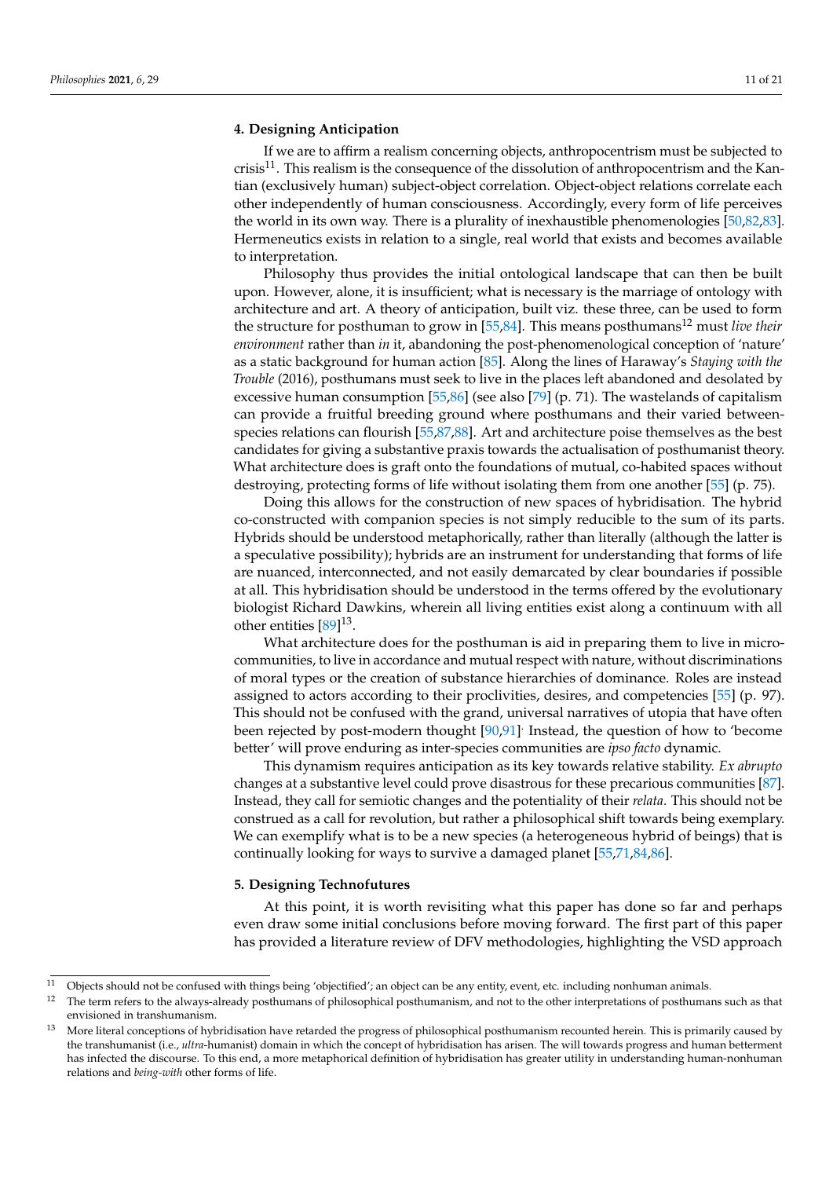## 4. Designing Anticipation

If we are to affirm a realism concerning objects, anthropocentrism must be subjected to crisis[11]. This realism is the consequence of the dissolution of anthropocentrism and the Kantian (exclusively human) subject-object correlation. Object-object relations correlate each other independently of human consciousness. Accordingly, every form of life perceives the world in its own way. There is a plurality of inexhaustible phenomenologies [50,82,83]. Hermeneutics exists in relation to a single, real world that exists and becomes available to interpretation.

Philosophy thus provides the initial ontological landscape that can then be built upon. However, alone, it is insufficient; what is necessary is the marriage of ontology with architecture and art. A theory of anticipation, built viz. these three, can be used to form the structure for posthuman to grow in [55,84]. This means posthumans[12] must *live their environment* rather than *in* it, abandoning the post-phenomenological conception of 'nature' as a static background for human action [85]. Along the lines of Haraway's *Staying with the Trouble* (2016), posthumans must seek to live in the places left abandoned and desolated by excessive human consumption [55,86] (see also [79] (p. 71). The wastelands of capitalism can provide a fruitful breeding ground where posthumans and their varied between-species relations can flourish [55,87,88]. Art and architecture poise themselves as the best candidates for giving a substantive praxis towards the actualisation of posthumanist theory. What architecture does is graft onto the foundations of mutual, co-habited spaces without destroying, protecting forms of life without isolating them from one another [55] (p. 75).

Doing this allows for the construction of new spaces of hybridisation. The hybrid co-constructed with companion species is not simply reducible to the sum of its parts. Hybrids should be understood metaphorically, rather than literally (although the latter is a speculative possibility); hybrids are an instrument for understanding that forms of life are nuanced, interconnected, and not easily demarcated by clear boundaries if possible at all. This hybridisation should be understood in the terms offered by the evolutionary biologist Richard Dawkins, wherein all living entities exist along a continuum with all other entities [89][13].

What architecture does for the posthuman is aid in preparing them to live in micro-communities, to live in accordance and mutual respect with nature, without discriminations of moral types or the creation of substance hierarchies of dominance. Roles are instead assigned to actors according to their proclivities, desires, and competencies [55] (p. 97). This should not be confused with the grand, universal narratives of utopia that have often been rejected by post-modern thought [90,91]. Instead, the question of how to 'become better' will prove enduring as inter-species communities are *ipso facto* dynamic.

This dynamism requires anticipation as its key towards relative stability. *Ex abrupto* changes at a substantive level could prove disastrous for these precarious communities [87]. Instead, they call for semiotic changes and the potentiality of their *relata*. This should not be construed as a call for revolution, but rather a philosophical shift towards being exemplary. We can exemplify what is to be a new species (a heterogeneous hybrid of beings) that is continually looking for ways to survive a damaged planet [55,71,84,86].

## 5. Designing Technofutures

At this point, it is worth revisiting what this paper has done so far and perhaps even draw some initial conclusions before moving forward. The first part of this paper has provided a literature review of DFV methodologies, highlighting the VSD approach

---

[11] Objects should not be confused with things being 'objectified'; an object can be any entity, event, etc. including nonhuman animals.

[12] The term refers to the always-already posthumans of philosophical posthumanism, and not to the other interpretations of posthumans such as that envisioned in transhumanism.

[13] More literal conceptions of hybridisation have retarded the progress of philosophical posthumanism recounted herein. This is primarily caused by the transhumanist (i.e., *ultra*-humanist) domain in which the concept of hybridisation has arisen. The will towards progress and human betterment has infected the discourse. To this end, a more metaphorical definition of hybridisation has greater utility in understanding human-nonhuman relations and *being-with* other forms of life.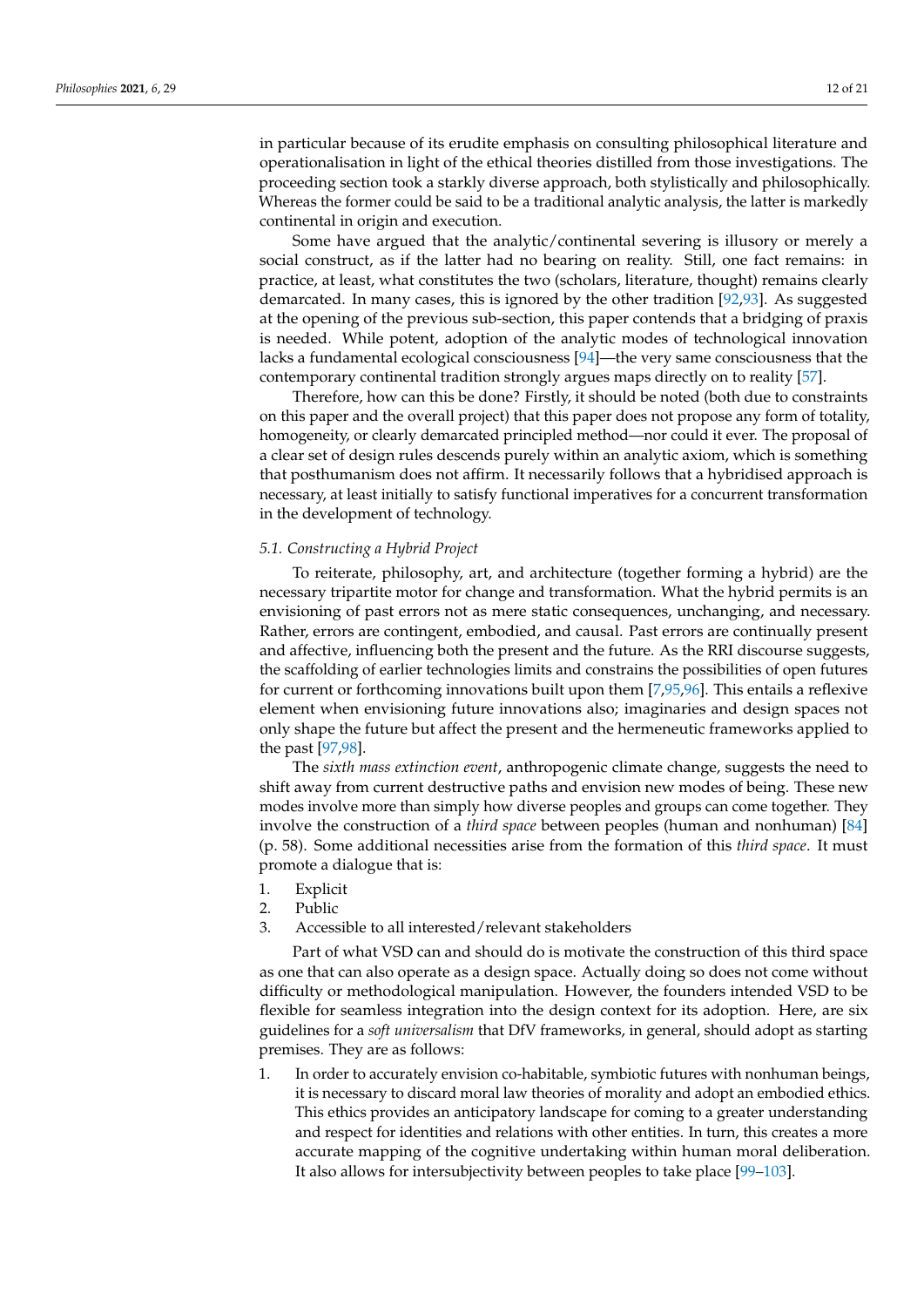in particular because of its erudite emphasis on consulting philosophical literature and operationalisation in light of the ethical theories distilled from those investigations. The proceeding section took a starkly diverse approach, both stylistically and philosophically. Whereas the former could be said to be a traditional analytic analysis, the latter is markedly continental in origin and execution.

Some have argued that the analytic/continental severing is illusory or merely a social construct, as if the latter had no bearing on reality. Still, one fact remains: in practice, at least, what constitutes the two (scholars, literature, thought) remains clearly demarcated. In many cases, this is ignored by the other tradition [92,93]. As suggested at the opening of the previous sub-section, this paper contends that a bridging of praxis is needed. While potent, adoption of the analytic modes of technological innovation lacks a fundamental ecological consciousness [94]—the very same consciousness that the contemporary continental tradition strongly argues maps directly on to reality [57].

Therefore, how can this be done? Firstly, it should be noted (both due to constraints on this paper and the overall project) that this paper does not propose any form of totality, homogeneity, or clearly demarcated principled method—nor could it ever. The proposal of a clear set of design rules descends purely within an analytic axiom, which is something that posthumanism does not affirm. It necessarily follows that a hybridised approach is necessary, at least initially to satisfy functional imperatives for a concurrent transformation in the development of technology.

### *5.1. Constructing a Hybrid Project*

To reiterate, philosophy, art, and architecture (together forming a hybrid) are the necessary tripartite motor for change and transformation. What the hybrid permits is an envisioning of past errors not as mere static consequences, unchanging, and necessary. Rather, errors are contingent, embodied, and causal. Past errors are continually present and affective, influencing both the present and the future. As the RRI discourse suggests, the scaffolding of earlier technologies limits and constrains the possibilities of open futures for current or forthcoming innovations built upon them [7,95,96]. This entails a reflexive element when envisioning future innovations also; imaginaries and design spaces not only shape the future but affect the present and the hermeneutic frameworks applied to the past [97,98].

The *sixth mass extinction event*, anthropogenic climate change, suggests the need to shift away from current destructive paths and envision new modes of being. These new modes involve more than simply how diverse peoples and groups can come together. They involve the construction of a *third space* between peoples (human and nonhuman) [84] (p. 58). Some additional necessities arise from the formation of this *third space*. It must promote a dialogue that is:

1. Explicit
2. Public
3. Accessible to all interested/relevant stakeholders

Part of what VSD can and should do is motivate the construction of this third space as one that can also operate as a design space. Actually doing so does not come without difficulty or methodological manipulation. However, the founders intended VSD to be flexible for seamless integration into the design context for its adoption. Here, are six guidelines for a *soft universalism* that DfV frameworks, in general, should adopt as starting premises. They are as follows:

1. In order to accurately envision co-habitable, symbiotic futures with nonhuman beings, it is necessary to discard moral law theories of morality and adopt an embodied ethics. This ethics provides an anticipatory landscape for coming to a greater understanding and respect for identities and relations with other entities. In turn, this creates a more accurate mapping of the cognitive undertaking within human moral deliberation. It also allows for intersubjectivity between peoples to take place [99–103].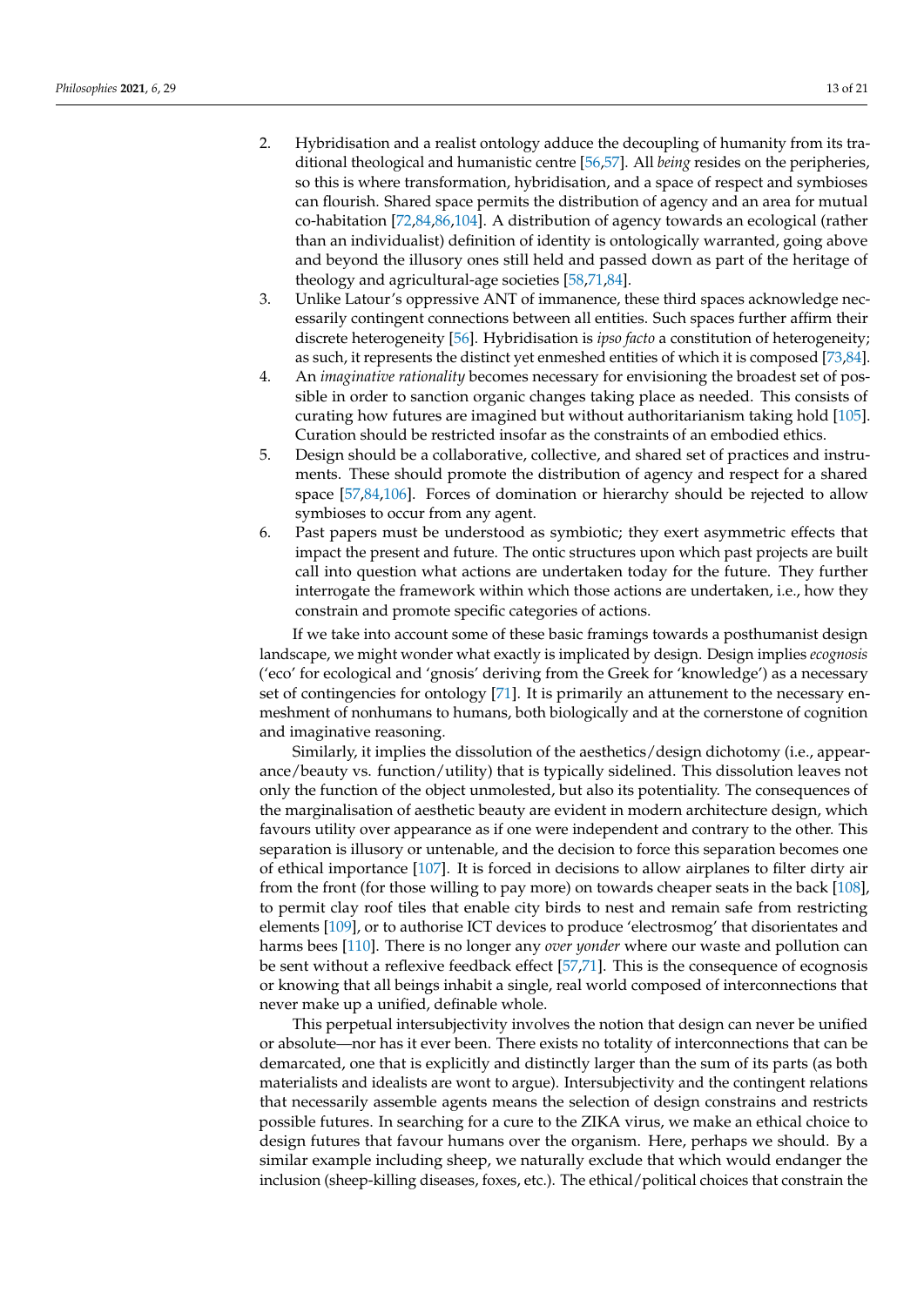2. Hybridisation and a realist ontology adduce the decoupling of humanity from its traditional theological and humanistic centre [56,57]. All *being* resides on the peripheries, so this is where transformation, hybridisation, and a space of respect and symbioses can flourish. Shared space permits the distribution of agency and an area for mutual co-habitation [72,84,86,104]. A distribution of agency towards an ecological (rather than an individualist) definition of identity is ontologically warranted, going above and beyond the illusory ones still held and passed down as part of the heritage of theology and agricultural-age societies [58,71,84].
3. Unlike Latour's oppressive ANT of immanence, these third spaces acknowledge necessarily contingent connections between all entities. Such spaces further affirm their discrete heterogeneity [56]. Hybridisation is *ipso facto* a constitution of heterogeneity; as such, it represents the distinct yet enmeshed entities of which it is composed [73,84].
4. An *imaginative rationality* becomes necessary for envisioning the broadest set of possible in order to sanction organic changes taking place as needed. This consists of curating how futures are imagined but without authoritarianism taking hold [105]. Curation should be restricted insofar as the constraints of an embodied ethics.
5. Design should be a collaborative, collective, and shared set of practices and instruments. These should promote the distribution of agency and respect for a shared space [57,84,106]. Forces of domination or hierarchy should be rejected to allow symbioses to occur from any agent.
6. Past papers must be understood as symbiotic; they exert asymmetric effects that impact the present and future. The ontic structures upon which past projects are built call into question what actions are undertaken today for the future. They further interrogate the framework within which those actions are undertaken, i.e., how they constrain and promote specific categories of actions.

If we take into account some of these basic framings towards a posthumanist design landscape, we might wonder what exactly is implicated by design. Design implies *ecognosis* ('eco' for ecological and 'gnosis' deriving from the Greek for 'knowledge') as a necessary set of contingencies for ontology [71]. It is primarily an attunement to the necessary enmeshment of nonhumans to humans, both biologically and at the cornerstone of cognition and imaginative reasoning.

Similarly, it implies the dissolution of the aesthetics/design dichotomy (i.e., appearance/beauty vs. function/utility) that is typically sidelined. This dissolution leaves not only the function of the object unmolested, but also its potentiality. The consequences of the marginalisation of aesthetic beauty are evident in modern architecture design, which favours utility over appearance as if one were independent and contrary to the other. This separation is illusory or untenable, and the decision to force this separation becomes one of ethical importance [107]. It is forced in decisions to allow airplanes to filter dirty air from the front (for those willing to pay more) on towards cheaper seats in the back [108], to permit clay roof tiles that enable city birds to nest and remain safe from restricting elements [109], or to authorise ICT devices to produce 'electrosmog' that disorientates and harms bees [110]. There is no longer any *over yonder* where our waste and pollution can be sent without a reflexive feedback effect [57,71]. This is the consequence of ecognosis or knowing that all beings inhabit a single, real world composed of interconnections that never make up a unified, definable whole.

This perpetual intersubjectivity involves the notion that design can never be unified or absolute—nor has it ever been. There exists no totality of interconnections that can be demarcated, one that is explicitly and distinctly larger than the sum of its parts (as both materialists and idealists are wont to argue). Intersubjectivity and the contingent relations that necessarily assemble agents means the selection of design constrains and restricts possible futures. In searching for a cure to the ZIKA virus, we make an ethical choice to design futures that favour humans over the organism. Here, perhaps we should. By a similar example including sheep, we naturally exclude that which would endanger the inclusion (sheep-killing diseases, foxes, etc.). The ethical/political choices that constrain the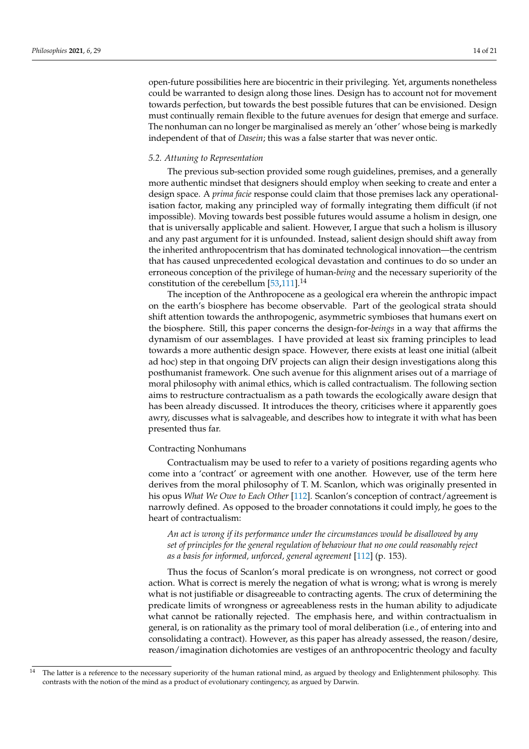open-future possibilities here are biocentric in their privileging. Yet, arguments nonetheless could be warranted to design along those lines. Design has to account not for movement towards perfection, but towards the best possible futures that can be envisioned. Design must continually remain flexible to the future avenues for design that emerge and surface. The nonhuman can no longer be marginalised as merely an 'other' whose being is markedly independent of that of *Dasein*; this was a false starter that was never ontic.

### *5.2. Attuning to Representation*

The previous sub-section provided some rough guidelines, premises, and a generally more authentic mindset that designers should employ when seeking to create and enter a design space. A *prima facie* response could claim that those premises lack any operationalisation factor, making any principled way of formally integrating them difficult (if not impossible). Moving towards best possible futures would assume a holism in design, one that is universally applicable and salient. However, I argue that such a holism is illusory and any past argument for it is unfounded. Instead, salient design should shift away from the inherited anthropocentrism that has dominated technological innovation—the centrism that has caused unprecedented ecological devastation and continues to do so under an erroneous conception of the privilege of human-*being* and the necessary superiority of the constitution of the cerebellum [53,111].[14]

The inception of the Anthropocene as a geological era wherein the anthropic impact on the earth's biosphere has become observable. Part of the geological strata should shift attention towards the anthropogenic, asymmetric symbioses that humans exert on the biosphere. Still, this paper concerns the design-for-*beings* in a way that affirms the dynamism of our assemblages. I have provided at least six framing principles to lead towards a more authentic design space. However, there exists at least one initial (albeit ad hoc) step in that ongoing DfV projects can align their design investigations along this posthumanist framework. One such avenue for this alignment arises out of a marriage of moral philosophy with animal ethics, which is called contractualism. The following section aims to restructure contractualism as a path towards the ecologically aware design that has been already discussed. It introduces the theory, criticises where it apparently goes awry, discusses what is salvageable, and describes how to integrate it with what has been presented thus far.

#### Contracting Nonhumans

Contractualism may be used to refer to a variety of positions regarding agents who come into a 'contract' or agreement with one another. However, use of the term here derives from the moral philosophy of T. M. Scanlon, which was originally presented in his opus *What We Owe to Each Other* [112]. Scanlon's conception of contract/agreement is narrowly defined. As opposed to the broader connotations it could imply, he goes to the heart of contractualism:

> *An act is wrong if its performance under the circumstances would be disallowed by any set of principles for the general regulation of behaviour that no one could reasonably reject as a basis for informed, unforced, general agreement* [112] (p. 153).

Thus the focus of Scanlon's moral predicate is on wrongness, not correct or good action. What is correct is merely the negation of what is wrong; what is wrong is merely what is not justifiable or disagreeable to contracting agents. The crux of determining the predicate limits of wrongness or agreeableness rests in the human ability to adjudicate what cannot be rationally rejected. The emphasis here, and within contractualism in general, is on rationality as the primary tool of moral deliberation (i.e., of entering into and consolidating a contract). However, as this paper has already assessed, the reason/desire, reason/imagination dichotomies are vestiges of an anthropocentric theology and faculty

---

[14] The latter is a reference to the necessary superiority of the human rational mind, as argued by theology and Enlightenment philosophy. This contrasts with the notion of the mind as a product of evolutionary contingency, as argued by Darwin.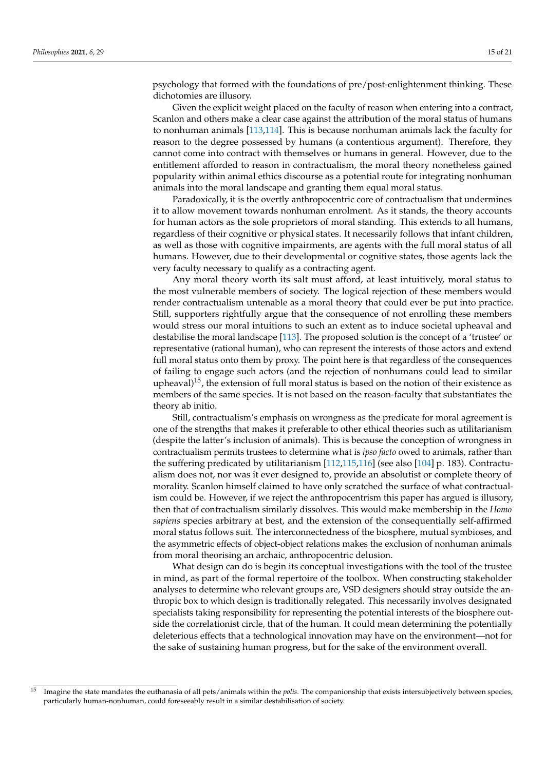psychology that formed with the foundations of pre/post-enlightenment thinking. These dichotomies are illusory.

Given the explicit weight placed on the faculty of reason when entering into a contract, Scanlon and others make a clear case against the attribution of the moral status of humans to nonhuman animals [113,114]. This is because nonhuman animals lack the faculty for reason to the degree possessed by humans (a contentious argument). Therefore, they cannot come into contract with themselves or humans in general. However, due to the entitlement afforded to reason in contractualism, the moral theory nonetheless gained popularity within animal ethics discourse as a potential route for integrating nonhuman animals into the moral landscape and granting them equal moral status.

Paradoxically, it is the overtly anthropocentric core of contractualism that undermines it to allow movement towards nonhuman enrolment. As it stands, the theory accounts for human actors as the sole proprietors of moral standing. This extends to all humans, regardless of their cognitive or physical states. It necessarily follows that infant children, as well as those with cognitive impairments, are agents with the full moral status of all humans. However, due to their developmental or cognitive states, those agents lack the very faculty necessary to qualify as a contracting agent.

Any moral theory worth its salt must afford, at least intuitively, moral status to the most vulnerable members of society. The logical rejection of these members would render contractualism untenable as a moral theory that could ever be put into practice. Still, supporters rightfully argue that the consequence of not enrolling these members would stress our moral intuitions to such an extent as to induce societal upheaval and destabilise the moral landscape [113]. The proposed solution is the concept of a 'trustee' or representative (rational human), who can represent the interests of those actors and extend full moral status onto them by proxy. The point here is that regardless of the consequences of failing to engage such actors (and the rejection of nonhumans could lead to similar upheaval)[15], the extension of full moral status is based on the notion of their existence as members of the same species. It is not based on the reason-faculty that substantiates the theory ab initio.

Still, contractualism's emphasis on wrongness as the predicate for moral agreement is one of the strengths that makes it preferable to other ethical theories such as utilitarianism (despite the latter's inclusion of animals). This is because the conception of wrongness in contractualism permits trustees to determine what is *ipso facto* owed to animals, rather than the suffering predicated by utilitarianism [112,115,116] (see also [104] p. 183). Contractualism does not, nor was it ever designed to, provide an absolutist or complete theory of morality. Scanlon himself claimed to have only scratched the surface of what contractualism could be. However, if we reject the anthropocentrism this paper has argued is illusory, then that of contractualism similarly dissolves. This would make membership in the *Homo sapiens* species arbitrary at best, and the extension of the consequentially self-affirmed moral status follows suit. The interconnectedness of the biosphere, mutual symbioses, and the asymmetric effects of object-object relations makes the exclusion of nonhuman animals from moral theorising an archaic, anthropocentric delusion.

What design can do is begin its conceptual investigations with the tool of the trustee in mind, as part of the formal repertoire of the toolbox. When constructing stakeholder analyses to determine who relevant groups are, VSD designers should stray outside the anthropic box to which design is traditionally relegated. This necessarily involves designated specialists taking responsibility for representing the potential interests of the biosphere outside the correlationist circle, that of the human. It could mean determining the potentially deleterious effects that a technological innovation may have on the environment—not for the sake of sustaining human progress, but for the sake of the environment overall.

[15] Imagine the state mandates the euthanasia of all pets/animals within the *polis*. The companionship that exists intersubjectively between species, particularly human-nonhuman, could foreseeably result in a similar destabilisation of society.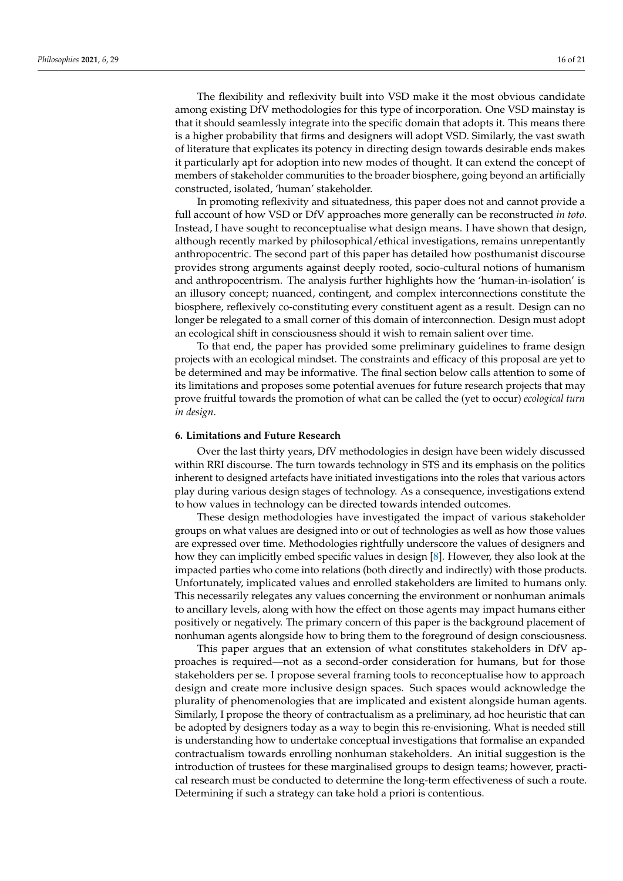The flexibility and reflexivity built into VSD make it the most obvious candidate among existing DfV methodologies for this type of incorporation. One VSD mainstay is that it should seamlessly integrate into the specific domain that adopts it. This means there is a higher probability that firms and designers will adopt VSD. Similarly, the vast swath of literature that explicates its potency in directing design towards desirable ends makes it particularly apt for adoption into new modes of thought. It can extend the concept of members of stakeholder communities to the broader biosphere, going beyond an artificially constructed, isolated, 'human' stakeholder.

In promoting reflexivity and situatedness, this paper does not and cannot provide a full account of how VSD or DfV approaches more generally can be reconstructed *in toto*. Instead, I have sought to reconceptualise what design means. I have shown that design, although recently marked by philosophical/ethical investigations, remains unrepentantly anthropocentric. The second part of this paper has detailed how posthumanist discourse provides strong arguments against deeply rooted, socio-cultural notions of humanism and anthropocentrism. The analysis further highlights how the 'human-in-isolation' is an illusory concept; nuanced, contingent, and complex interconnections constitute the biosphere, reflexively co-constituting every constituent agent as a result. Design can no longer be relegated to a small corner of this domain of interconnection. Design must adopt an ecological shift in consciousness should it wish to remain salient over time.

To that end, the paper has provided some preliminary guidelines to frame design projects with an ecological mindset. The constraints and efficacy of this proposal are yet to be determined and may be informative. The final section below calls attention to some of its limitations and proposes some potential avenues for future research projects that may prove fruitful towards the promotion of what can be called the (yet to occur) *ecological turn in design*.

## 6. Limitations and Future Research

Over the last thirty years, DfV methodologies in design have been widely discussed within RRI discourse. The turn towards technology in STS and its emphasis on the politics inherent to designed artefacts have initiated investigations into the roles that various actors play during various design stages of technology. As a consequence, investigations extend to how values in technology can be directed towards intended outcomes.

These design methodologies have investigated the impact of various stakeholder groups on what values are designed into or out of technologies as well as how those values are expressed over time. Methodologies rightfully underscore the values of designers and how they can implicitly embed specific values in design [8]. However, they also look at the impacted parties who come into relations (both directly and indirectly) with those products. Unfortunately, implicated values and enrolled stakeholders are limited to humans only. This necessarily relegates any values concerning the environment or nonhuman animals to ancillary levels, along with how the effect on those agents may impact humans either positively or negatively. The primary concern of this paper is the background placement of nonhuman agents alongside how to bring them to the foreground of design consciousness.

This paper argues that an extension of what constitutes stakeholders in DfV approaches is required—not as a second-order consideration for humans, but for those stakeholders per se. I propose several framing tools to reconceptualise how to approach design and create more inclusive design spaces. Such spaces would acknowledge the plurality of phenomenologies that are implicated and existent alongside human agents. Similarly, I propose the theory of contractualism as a preliminary, ad hoc heuristic that can be adopted by designers today as a way to begin this re-envisioning. What is needed still is understanding how to undertake conceptual investigations that formalise an expanded contractualism towards enrolling nonhuman stakeholders. An initial suggestion is the introduction of trustees for these marginalised groups to design teams; however, practical research must be conducted to determine the long-term effectiveness of such a route. Determining if such a strategy can take hold a priori is contentious.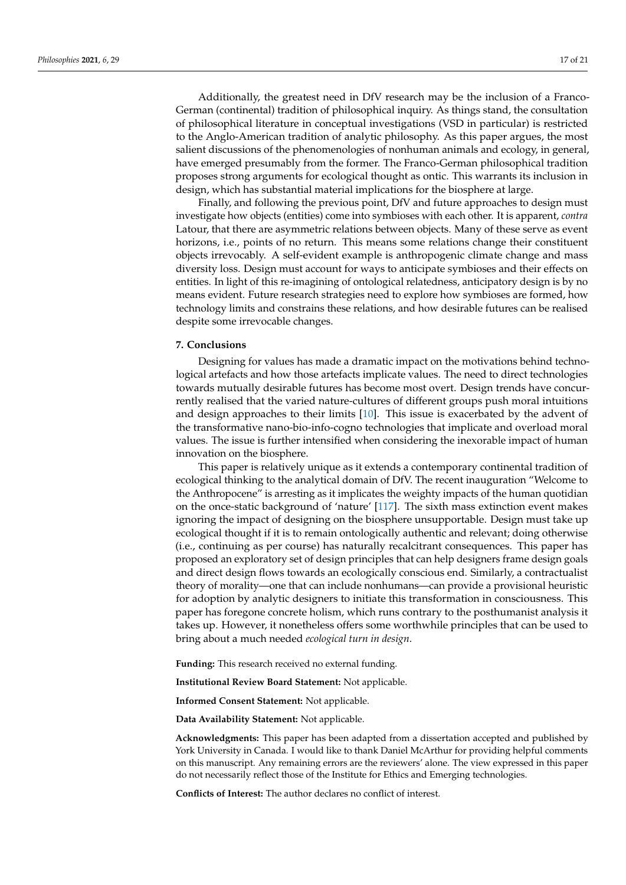Additionally, the greatest need in DfV research may be the inclusion of a Franco-German (continental) tradition of philosophical inquiry. As things stand, the consultation of philosophical literature in conceptual investigations (VSD in particular) is restricted to the Anglo-American tradition of analytic philosophy. As this paper argues, the most salient discussions of the phenomenologies of nonhuman animals and ecology, in general, have emerged presumably from the former. The Franco-German philosophical tradition proposes strong arguments for ecological thought as ontic. This warrants its inclusion in design, which has substantial material implications for the biosphere at large.

Finally, and following the previous point, DfV and future approaches to design must investigate how objects (entities) come into symbioses with each other. It is apparent, *contra* Latour, that there are asymmetric relations between objects. Many of these serve as event horizons, i.e., points of no return. This means some relations change their constituent objects irrevocably. A self-evident example is anthropogenic climate change and mass diversity loss. Design must account for ways to anticipate symbioses and their effects on entities. In light of this re-imagining of ontological relatedness, anticipatory design is by no means evident. Future research strategies need to explore how symbioses are formed, how technology limits and constrains these relations, and how desirable futures can be realised despite some irrevocable changes.

## 7. Conclusions

Designing for values has made a dramatic impact on the motivations behind technological artefacts and how those artefacts implicate values. The need to direct technologies towards mutually desirable futures has become most overt. Design trends have concurrently realised that the varied nature-cultures of different groups push moral intuitions and design approaches to their limits [10]. This issue is exacerbated by the advent of the transformative nano-bio-info-cogno technologies that implicate and overload moral values. The issue is further intensified when considering the inexorable impact of human innovation on the biosphere.

This paper is relatively unique as it extends a contemporary continental tradition of ecological thinking to the analytical domain of DfV. The recent inauguration "Welcome to the Anthropocene" is arresting as it implicates the weighty impacts of the human quotidian on the once-static background of 'nature' [117]. The sixth mass extinction event makes ignoring the impact of designing on the biosphere unsupportable. Design must take up ecological thought if it is to remain ontologically authentic and relevant; doing otherwise (i.e., continuing as per course) has naturally recalcitrant consequences. This paper has proposed an exploratory set of design principles that can help designers frame design goals and direct design flows towards an ecologically conscious end. Similarly, a contractualist theory of morality—one that can include nonhumans—can provide a provisional heuristic for adoption by analytic designers to initiate this transformation in consciousness. This paper has foregone concrete holism, which runs contrary to the posthumanist analysis it takes up. However, it nonetheless offers some worthwhile principles that can be used to bring about a much needed *ecological turn in design*.

**Funding:** This research received no external funding.

**Institutional Review Board Statement:** Not applicable.

**Informed Consent Statement:** Not applicable.

**Data Availability Statement:** Not applicable.

**Acknowledgments:** This paper has been adapted from a dissertation accepted and published by York University in Canada. I would like to thank Daniel McArthur for providing helpful comments on this manuscript. Any remaining errors are the reviewers' alone. The view expressed in this paper do not necessarily reflect those of the Institute for Ethics and Emerging technologies.

**Conflicts of Interest:** The author declares no conflict of interest.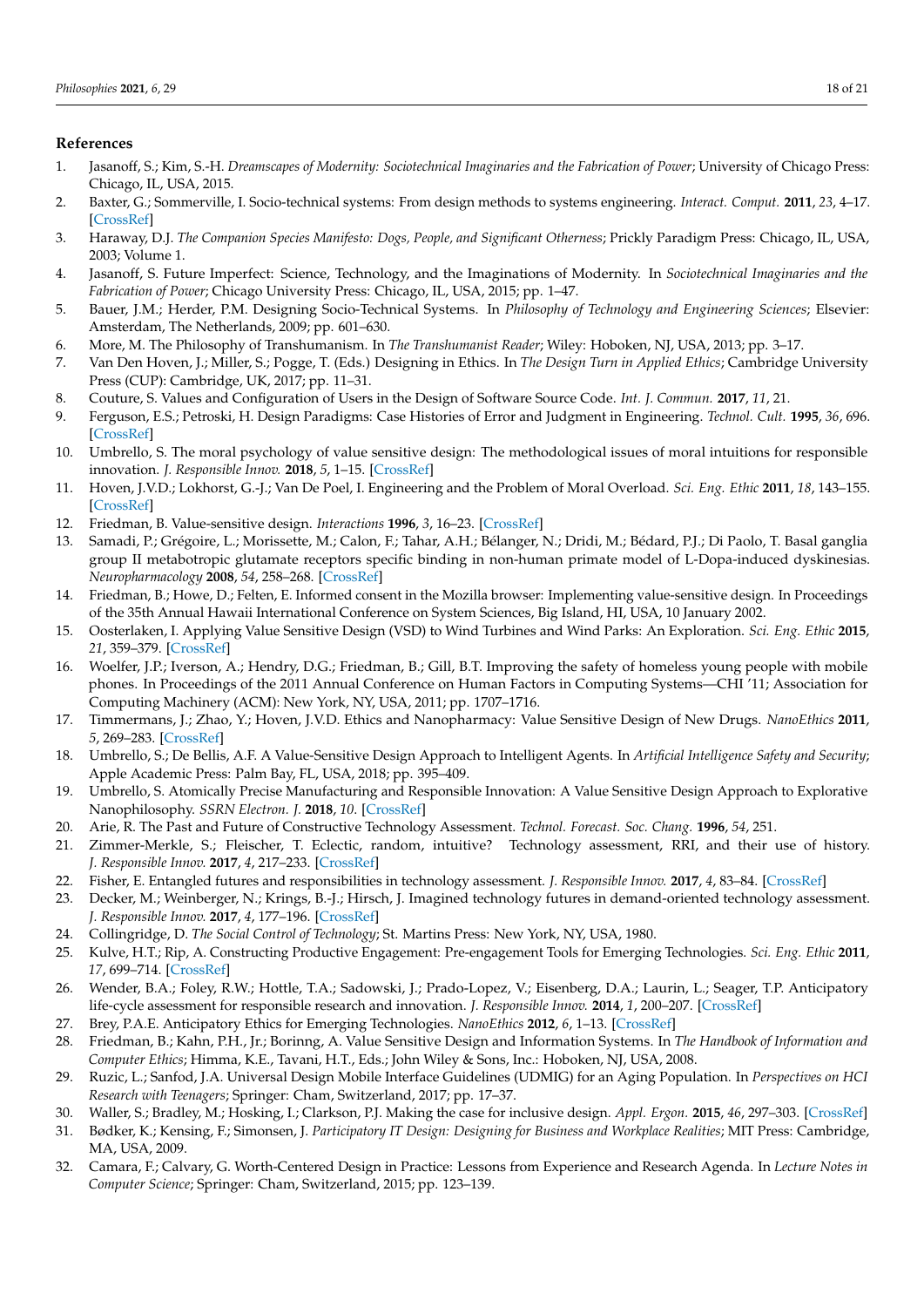## References

1. Jasanoff, S.; Kim, S.-H. *Dreamscapes of Modernity: Sociotechnical Imaginaries and the Fabrication of Power*; University of Chicago Press: Chicago, IL, USA, 2015.
2. Baxter, G.; Sommerville, I. Socio-technical systems: From design methods to systems engineering. *Interact. Comput.* **2011**, *23*, 4–17. [CrossRef]
3. Haraway, D.J. *The Companion Species Manifesto: Dogs, People, and Significant Otherness*; Prickly Paradigm Press: Chicago, IL, USA, 2003; Volume 1.
4. Jasanoff, S. Future Imperfect: Science, Technology, and the Imaginations of Modernity. In *Sociotechnical Imaginaries and the Fabrication of Power*; Chicago University Press: Chicago, IL, USA, 2015; pp. 1–47.
5. Bauer, J.M.; Herder, P.M. Designing Socio-Technical Systems. In *Philosophy of Technology and Engineering Sciences*; Elsevier: Amsterdam, The Netherlands, 2009; pp. 601–630.
6. More, M. The Philosophy of Transhumanism. In *The Transhumanist Reader*; Wiley: Hoboken, NJ, USA, 2013; pp. 3–17.
7. Van Den Hoven, J.; Miller, S.; Pogge, T. (Eds.) Designing in Ethics. In *The Design Turn in Applied Ethics*; Cambridge University Press (CUP): Cambridge, UK, 2017; pp. 11–31.
8. Couture, S. Values and Configuration of Users in the Design of Software Source Code. *Int. J. Commun.* **2017**, *11*, 21.
9. Ferguson, E.S.; Petroski, H. Design Paradigms: Case Histories of Error and Judgment in Engineering. *Technol. Cult.* **1995**, *36*, 696. [CrossRef]
10. Umbrello, S. The moral psychology of value sensitive design: The methodological issues of moral intuitions for responsible innovation. *J. Responsible Innov.* **2018**, *5*, 1–15. [CrossRef]
11. Hoven, J.V.D.; Lokhorst, G.-J.; Van De Poel, I. Engineering and the Problem of Moral Overload. *Sci. Eng. Ethic* **2011**, *18*, 143–155. [CrossRef]
12. Friedman, B. Value-sensitive design. *Interactions* **1996**, *3*, 16–23. [CrossRef]
13. Samadi, P.; Grégoire, L.; Morissette, M.; Calon, F.; Tahar, A.H.; Bélanger, N.; Dridi, M.; Bédard, P.J.; Di Paolo, T. Basal ganglia group II metabotropic glutamate receptors specific binding in non-human primate model of L-Dopa-induced dyskinesias. *Neuropharmacology* **2008**, *54*, 258–268. [CrossRef]
14. Friedman, B.; Howe, D.; Felten, E. Informed consent in the Mozilla browser: Implementing value-sensitive design. In Proceedings of the 35th Annual Hawaii International Conference on System Sciences, Big Island, HI, USA, 10 January 2002.
15. Oosterlaken, I. Applying Value Sensitive Design (VSD) to Wind Turbines and Wind Parks: An Exploration. *Sci. Eng. Ethic* **2015**, *21*, 359–379. [CrossRef]
16. Woelfer, J.P.; Iverson, A.; Hendry, D.G.; Friedman, B.; Gill, B.T. Improving the safety of homeless young people with mobile phones. In Proceedings of the 2011 Annual Conference on Human Factors in Computing Systems—CHI '11; Association for Computing Machinery (ACM): New York, NY, USA, 2011; pp. 1707–1716.
17. Timmermans, J.; Zhao, Y.; Hoven, J.V.D. Ethics and Nanopharmacy: Value Sensitive Design of New Drugs. *NanoEthics* **2011**, *5*, 269–283. [CrossRef]
18. Umbrello, S.; De Bellis, A.F. A Value-Sensitive Design Approach to Intelligent Agents. In *Artificial Intelligence Safety and Security*; Apple Academic Press: Palm Bay, FL, USA, 2018; pp. 395–409.
19. Umbrello, S. Atomically Precise Manufacturing and Responsible Innovation: A Value Sensitive Design Approach to Explorative Nanophilosophy. *SSRN Electron. J.* **2018**, *10*. [CrossRef]
20. Arie, R. The Past and Future of Constructive Technology Assessment. *Technol. Forecast. Soc. Chang.* **1996**, *54*, 251.
21. Zimmer-Merkle, S.; Fleischer, T. Eclectic, random, intuitive? Technology assessment, RRI, and their use of history. *J. Responsible Innov.* **2017**, *4*, 217–233. [CrossRef]
22. Fisher, E. Entangled futures and responsibilities in technology assessment. *J. Responsible Innov.* **2017**, *4*, 83–84. [CrossRef]
23. Decker, M.; Weinberger, N.; Krings, B.-J.; Hirsch, J. Imagined technology futures in demand-oriented technology assessment. *J. Responsible Innov.* **2017**, *4*, 177–196. [CrossRef]
24. Collingridge, D. *The Social Control of Technology*; St. Martins Press: New York, NY, USA, 1980.
25. Kulve, H.T.; Rip, A. Constructing Productive Engagement: Pre-engagement Tools for Emerging Technologies. *Sci. Eng. Ethic* **2011**, *17*, 699–714. [CrossRef]
26. Wender, B.A.; Foley, R.W.; Hottle, T.A.; Sadowski, J.; Prado-Lopez, V.; Eisenberg, D.A.; Laurin, L.; Seager, T.P. Anticipatory life-cycle assessment for responsible research and innovation. *J. Responsible Innov.* **2014**, *1*, 200–207. [CrossRef]
27. Brey, P.A.E. Anticipatory Ethics for Emerging Technologies. *NanoEthics* **2012**, *6*, 1–13. [CrossRef]
28. Friedman, B.; Kahn, P.H., Jr.; Borinng, A. Value Sensitive Design and Information Systems. In *The Handbook of Information and Computer Ethics*; Himma, K.E., Tavani, H.T., Eds.; John Wiley & Sons, Inc.: Hoboken, NJ, USA, 2008.
29. Ruzic, L.; Sanfod, J.A. Universal Design Mobile Interface Guidelines (UDMIG) for an Aging Population. In *Perspectives on HCI Research with Teenagers*; Springer: Cham, Switzerland, 2017; pp. 17–37.
30. Waller, S.; Bradley, M.; Hosking, I.; Clarkson, P.J. Making the case for inclusive design. *Appl. Ergon.* **2015**, *46*, 297–303. [CrossRef]
31. Bødker, K.; Kensing, F.; Simonsen, J. *Participatory IT Design: Designing for Business and Workplace Realities*; MIT Press: Cambridge, MA, USA, 2009.
32. Camara, F.; Calvary, G. Worth-Centered Design in Practice: Lessons from Experience and Research Agenda. In *Lecture Notes in Computer Science*; Springer: Cham, Switzerland, 2015; pp. 123–139.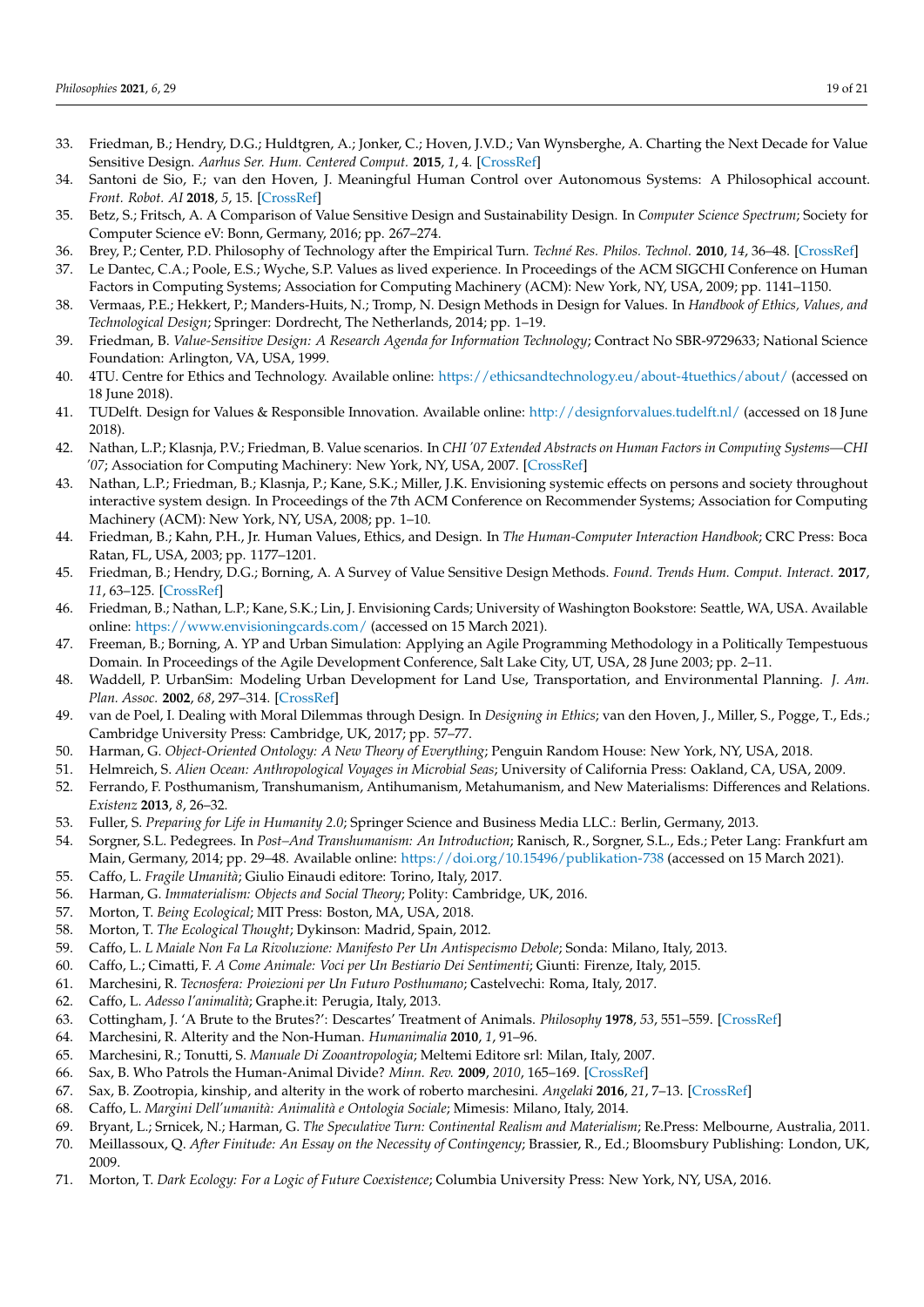33. Friedman, B.; Hendry, D.G.; Huldtgren, A.; Jonker, C.; Hoven, J.V.D.; Van Wynsberghe, A. Charting the Next Decade for Value Sensitive Design. *Aarhus Ser. Hum. Centered Comput.* **2015**, *1*, 4. [CrossRef]
34. Santoni de Sio, F.; van den Hoven, J. Meaningful Human Control over Autonomous Systems: A Philosophical account. *Front. Robot. AI* **2018**, *5*, 15. [CrossRef]
35. Betz, S.; Fritsch, A. A Comparison of Value Sensitive Design and Sustainability Design. In *Computer Science Spectrum*; Society for Computer Science eV: Bonn, Germany, 2016; pp. 267–274.
36. Brey, P.; Center, P.D. Philosophy of Technology after the Empirical Turn. *Techné Res. Philos. Technol.* **2010**, *14*, 36–48. [CrossRef]
37. Le Dantec, C.A.; Poole, E.S.; Wyche, S.P. Values as lived experience. In Proceedings of the ACM SIGCHI Conference on Human Factors in Computing Systems; Association for Computing Machinery (ACM): New York, NY, USA, 2009; pp. 1141–1150.
38. Vermaas, P.E.; Hekkert, P.; Manders-Huits, N.; Tromp, N. Design Methods in Design for Values. In *Handbook of Ethics, Values, and Technological Design*; Springer: Dordrecht, The Netherlands, 2014; pp. 1–19.
39. Friedman, B. *Value-Sensitive Design: A Research Agenda for Information Technology*; Contract No SBR-9729633; National Science Foundation: Arlington, VA, USA, 1999.
40. 4TU. Centre for Ethics and Technology. Available online: https://ethicsandtechnology.eu/about-4tuethics/about/ (accessed on 18 June 2018).
41. TUDelft. Design for Values & Responsible Innovation. Available online: http://designforvalues.tudelft.nl/ (accessed on 18 June 2018).
42. Nathan, L.P.; Klasnja, P.V.; Friedman, B. Value scenarios. In *CHI '07 Extended Abstracts on Human Factors in Computing Systems—CHI '07*; Association for Computing Machinery: New York, NY, USA, 2007. [CrossRef]
43. Nathan, L.P.; Friedman, B.; Klasnja, P.; Kane, S.K.; Miller, J.K. Envisioning systemic effects on persons and society throughout interactive system design. In Proceedings of the 7th ACM Conference on Recommender Systems; Association for Computing Machinery (ACM): New York, NY, USA, 2008; pp. 1–10.
44. Friedman, B.; Kahn, P.H., Jr. Human Values, Ethics, and Design. In *The Human-Computer Interaction Handbook*; CRC Press: Boca Ratan, FL, USA, 2003; pp. 1177–1201.
45. Friedman, B.; Hendry, D.G.; Borning, A. A Survey of Value Sensitive Design Methods. *Found. Trends Hum. Comput. Interact.* **2017**, *11*, 63–125. [CrossRef]
46. Friedman, B.; Nathan, L.P.; Kane, S.K.; Lin, J. Envisioning Cards; University of Washington Bookstore: Seattle, WA, USA. Available online: https://www.envisioningcards.com/ (accessed on 15 March 2021).
47. Freeman, B.; Borning, A. YP and Urban Simulation: Applying an Agile Programming Methodology in a Politically Tempestuous Domain. In Proceedings of the Agile Development Conference, Salt Lake City, UT, USA, 28 June 2003; pp. 2–11.
48. Waddell, P. UrbanSim: Modeling Urban Development for Land Use, Transportation, and Environmental Planning. *J. Am. Plan. Assoc.* **2002**, *68*, 297–314. [CrossRef]
49. van de Poel, I. Dealing with Moral Dilemmas through Design. In *Designing in Ethics*; van den Hoven, J., Miller, S., Pogge, T., Eds.; Cambridge University Press: Cambridge, UK, 2017; pp. 57–77.
50. Harman, G. *Object-Oriented Ontology: A New Theory of Everything*; Penguin Random House: New York, NY, USA, 2018.
51. Helmreich, S. *Alien Ocean: Anthropological Voyages in Microbial Seas*; University of California Press: Oakland, CA, USA, 2009.
52. Ferrando, F. Posthumanism, Transhumanism, Antihumanism, Metahumanism, and New Materialisms: Differences and Relations. *Existenz* **2013**, *8*, 26–32.
53. Fuller, S. *Preparing for Life in Humanity 2.0*; Springer Science and Business Media LLC.: Berlin, Germany, 2013.
54. Sorgner, S.L. Pedegrees. In *Post–And Transhumanism: An Introduction*; Ranisch, R., Sorgner, S.L., Eds.; Peter Lang: Frankfurt am Main, Germany, 2014; pp. 29–48. Available online: https://doi.org/10.15496/publikation-738 (accessed on 15 March 2021).
55. Caffo, L. *Fragile Umanità*; Giulio Einaudi editore: Torino, Italy, 2017.
56. Harman, G. *Immaterialism: Objects and Social Theory*; Polity: Cambridge, UK, 2016.
57. Morton, T. *Being Ecological*; MIT Press: Boston, MA, USA, 2018.
58. Morton, T. *The Ecological Thought*; Dykinson: Madrid, Spain, 2012.
59. Caffo, L. *L Maiale Non Fa La Rivoluzione: Manifesto Per Un Antispecismo Debole*; Sonda: Milano, Italy, 2013.
60. Caffo, L.; Cimatti, F. *A Come Animale: Voci per Un Bestiario Dei Sentimenti*; Giunti: Firenze, Italy, 2015.
61. Marchesini, R. *Tecnosfera: Proiezioni per Un Futuro Posthumano*; Castelvechi: Roma, Italy, 2017.
62. Caffo, L. *Adesso l'animalità*; Graphe.it: Perugia, Italy, 2013.
63. Cottingham, J. 'A Brute to the Brutes?': Descartes' Treatment of Animals. *Philosophy* **1978**, *53*, 551–559. [CrossRef]
64. Marchesini, R. Alterity and the Non-Human. *Humanimalia* **2010**, *1*, 91–96.
65. Marchesini, R.; Tonutti, S. *Manuale Di Zooantropologia*; Meltemi Editore srl: Milan, Italy, 2007.
66. Sax, B. Who Patrols the Human-Animal Divide? *Minn. Rev.* **2009**, *2010*, 165–169. [CrossRef]
67. Sax, B. Zootropia, kinship, and alterity in the work of roberto marchesini. *Angelaki* **2016**, *21*, 7–13. [CrossRef]
68. Caffo, L. *Margini Dell'umanità: Animalità e Ontologia Sociale*; Mimesis: Milano, Italy, 2014.
69. Bryant, L.; Srnicek, N.; Harman, G. *The Speculative Turn: Continental Realism and Materialism*; Re.Press: Melbourne, Australia, 2011.
70. Meillassoux, Q. *After Finitude: An Essay on the Necessity of Contingency*; Brassier, R., Ed.; Bloomsbury Publishing: London, UK, 2009.
71. Morton, T. *Dark Ecology: For a Logic of Future Coexistence*; Columbia University Press: New York, NY, USA, 2016.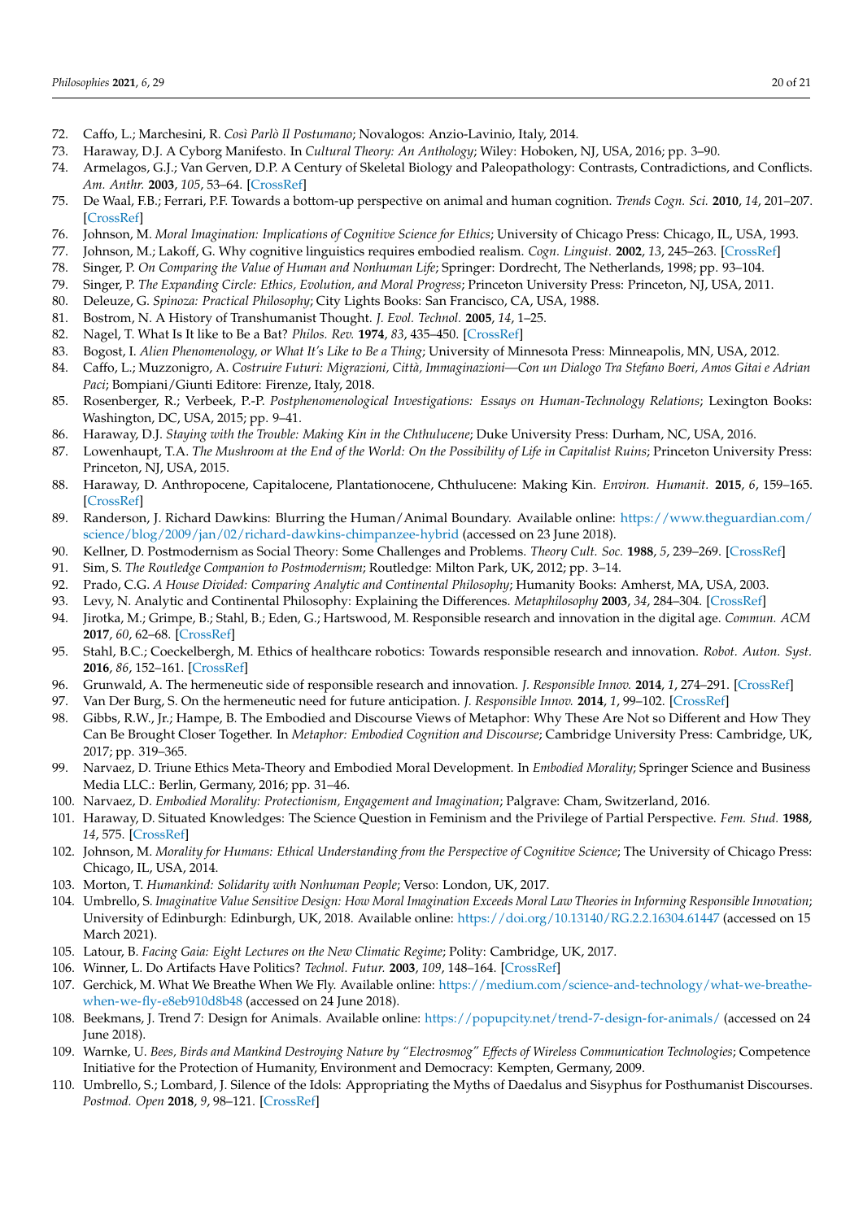72. Caffo, L.; Marchesini, R. *Così Parlò Il Postumano*; Novalogos: Anzio-Lavinio, Italy, 2014.
73. Haraway, D.J. A Cyborg Manifesto. In *Cultural Theory: An Anthology*; Wiley: Hoboken, NJ, USA, 2016; pp. 3–90.
74. Armelagos, G.J.; Van Gerven, D.P. A Century of Skeletal Biology and Paleopathology: Contrasts, Contradictions, and Conflicts. *Am. Anthr.* **2003**, *105*, 53–64. [CrossRef]
75. De Waal, F.B.; Ferrari, P.F. Towards a bottom-up perspective on animal and human cognition. *Trends Cogn. Sci.* **2010**, *14*, 201–207. [CrossRef]
76. Johnson, M. *Moral Imagination: Implications of Cognitive Science for Ethics*; University of Chicago Press: Chicago, IL, USA, 1993.
77. Johnson, M.; Lakoff, G. Why cognitive linguistics requires embodied realism. *Cogn. Linguist.* **2002**, *13*, 245–263. [CrossRef]
78. Singer, P. *On Comparing the Value of Human and Nonhuman Life*; Springer: Dordrecht, The Netherlands, 1998; pp. 93–104.
79. Singer, P. *The Expanding Circle: Ethics, Evolution, and Moral Progress*; Princeton University Press: Princeton, NJ, USA, 2011.
80. Deleuze, G. *Spinoza: Practical Philosophy*; City Lights Books: San Francisco, CA, USA, 1988.
81. Bostrom, N. A History of Transhumanist Thought. *J. Evol. Technol.* **2005**, *14*, 1–25.
82. Nagel, T. What Is It like to Be a Bat? *Philos. Rev.* **1974**, *83*, 435–450. [CrossRef]
83. Bogost, I. *Alien Phenomenology, or What It's Like to Be a Thing*; University of Minnesota Press: Minneapolis, MN, USA, 2012.
84. Caffo, L.; Muzzonigro, A. *Costruire Futuri: Migrazioni, Città, Immaginazioni—Con un Dialogo Tra Stefano Boeri, Amos Gitai e Adrian Paci*; Bompiani/Giunti Editore: Firenze, Italy, 2018.
85. Rosenberger, R.; Verbeek, P.-P. *Postphenomenological Investigations: Essays on Human-Technology Relations*; Lexington Books: Washington, DC, USA, 2015; pp. 9–41.
86. Haraway, D.J. *Staying with the Trouble: Making Kin in the Chthulucene*; Duke University Press: Durham, NC, USA, 2016.
87. Lowenhaupt, T.A. *The Mushroom at the End of the World: On the Possibility of Life in Capitalist Ruins*; Princeton University Press: Princeton, NJ, USA, 2015.
88. Haraway, D. Anthropocene, Capitalocene, Plantationocene, Chthulucene: Making Kin. *Environ. Humanit.* **2015**, *6*, 159–165. [CrossRef]
89. Randerson, J. Richard Dawkins: Blurring the Human/Animal Boundary. Available online: https://www.theguardian.com/science/blog/2009/jan/02/richard-dawkins-chimpanzee-hybrid (accessed on 23 June 2018).
90. Kellner, D. Postmodernism as Social Theory: Some Challenges and Problems. *Theory Cult. Soc.* **1988**, *5*, 239–269. [CrossRef]
91. Sim, S. *The Routledge Companion to Postmodernism*; Routledge: Milton Park, UK, 2012; pp. 3–14.
92. Prado, C.G. *A House Divided: Comparing Analytic and Continental Philosophy*; Humanity Books: Amherst, MA, USA, 2003.
93. Levy, N. Analytic and Continental Philosophy: Explaining the Differences. *Metaphilosophy* **2003**, *34*, 284–304. [CrossRef]
94. Jirotka, M.; Grimpe, B.; Stahl, B.; Eden, G.; Hartswood, M. Responsible research and innovation in the digital age. *Commun. ACM* **2017**, *60*, 62–68. [CrossRef]
95. Stahl, B.C.; Coeckelbergh, M. Ethics of healthcare robotics: Towards responsible research and innovation. *Robot. Auton. Syst.* **2016**, *86*, 152–161. [CrossRef]
96. Grunwald, A. The hermeneutic side of responsible research and innovation. *J. Responsible Innov.* **2014**, *1*, 274–291. [CrossRef]
97. Van Der Burg, S. On the hermeneutic need for future anticipation. *J. Responsible Innov.* **2014**, *1*, 99–102. [CrossRef]
98. Gibbs, R.W., Jr.; Hampe, B. The Embodied and Discourse Views of Metaphor: Why These Are Not so Different and How They Can Be Brought Closer Together. In *Metaphor: Embodied Cognition and Discourse*; Cambridge University Press: Cambridge, UK, 2017; pp. 319–365.
99. Narvaez, D. Triune Ethics Meta-Theory and Embodied Moral Development. In *Embodied Morality*; Springer Science and Business Media LLC.: Berlin, Germany, 2016; pp. 31–46.
100. Narvaez, D. *Embodied Morality: Protectionism, Engagement and Imagination*; Palgrave: Cham, Switzerland, 2016.
101. Haraway, D. Situated Knowledges: The Science Question in Feminism and the Privilege of Partial Perspective. *Fem. Stud.* **1988**, *14*, 575. [CrossRef]
102. Johnson, M. *Morality for Humans: Ethical Understanding from the Perspective of Cognitive Science*; The University of Chicago Press: Chicago, IL, USA, 2014.
103. Morton, T. *Humankind: Solidarity with Nonhuman People*; Verso: London, UK, 2017.
104. Umbrello, S. *Imaginative Value Sensitive Design: How Moral Imagination Exceeds Moral Law Theories in Informing Responsible Innovation*; University of Edinburgh: Edinburgh, UK, 2018. Available online: https://doi.org/10.13140/RG.2.2.16304.61447 (accessed on 15 March 2021).
105. Latour, B. *Facing Gaia: Eight Lectures on the New Climatic Regime*; Polity: Cambridge, UK, 2017.
106. Winner, L. Do Artifacts Have Politics? *Technol. Futur.* **2003**, *109*, 148–164. [CrossRef]
107. Gerchick, M. What We Breathe When We Fly. Available online: https://medium.com/science-and-technology/what-we-breathe-when-we-fly-e8eb910d8b48 (accessed on 24 June 2018).
108. Beekmans, J. Trend 7: Design for Animals. Available online: https://popupcity.net/trend-7-design-for-animals/ (accessed on 24 June 2018).
109. Warnke, U. *Bees, Birds and Mankind Destroying Nature by "Electrosmog" Effects of Wireless Communication Technologies*; Competence Initiative for the Protection of Humanity, Environment and Democracy: Kempten, Germany, 2009.
110. Umbrello, S.; Lombard, J. Silence of the Idols: Appropriating the Myths of Daedalus and Sisyphus for Posthumanist Discourses. *Postmod. Open* **2018**, *9*, 98–121. [CrossRef]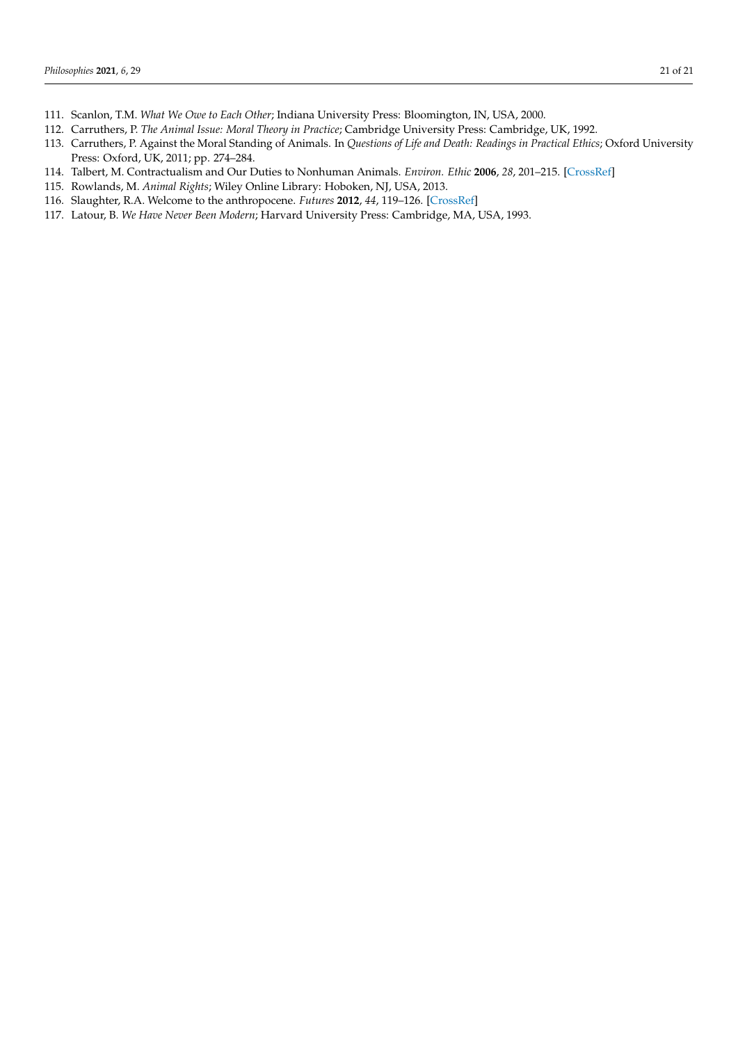111. Scanlon, T.M. *What We Owe to Each Other*; Indiana University Press: Bloomington, IN, USA, 2000.
112. Carruthers, P. *The Animal Issue: Moral Theory in Practice*; Cambridge University Press: Cambridge, UK, 1992.
113. Carruthers, P. Against the Moral Standing of Animals. In *Questions of Life and Death: Readings in Practical Ethics*; Oxford University Press: Oxford, UK, 2011; pp. 274–284.
114. Talbert, M. Contractualism and Our Duties to Nonhuman Animals. *Environ. Ethic* **2006**, *28*, 201–215. [CrossRef]
115. Rowlands, M. *Animal Rights*; Wiley Online Library: Hoboken, NJ, USA, 2013.
116. Slaughter, R.A. Welcome to the anthropocene. *Futures* **2012**, *44*, 119–126. [CrossRef]
117. Latour, B. *We Have Never Been Modern*; Harvard University Press: Cambridge, MA, USA, 1993.